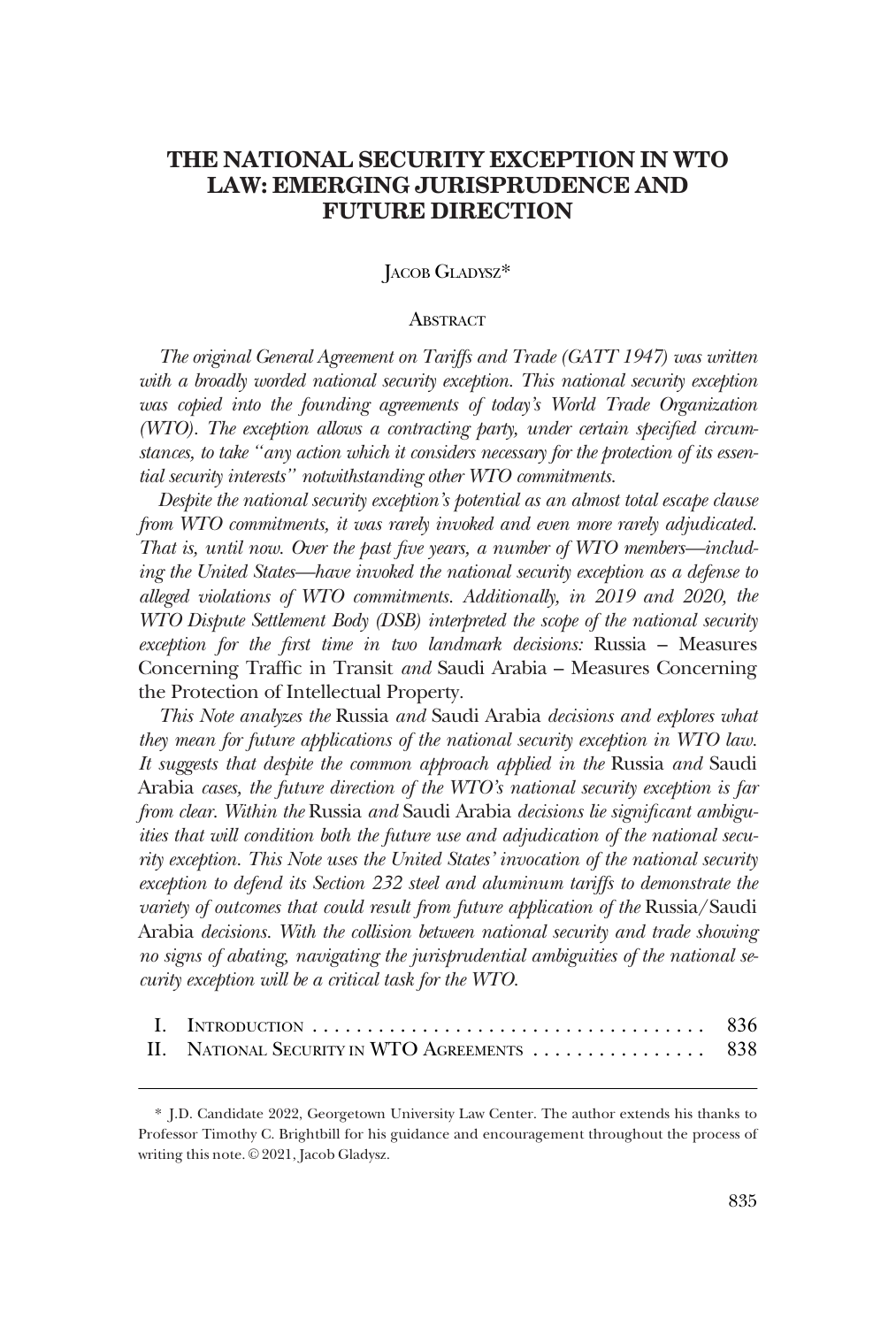# THE NATIONAL SECURITY EXCEPTION IN WTO LAW: EMERGING JURISPRUDENCE AND FUTURE DIRECTION

JACOB GLADYSZ*

## ABSTRACT

*The original General Agreement on Tariffs and Trade (GATT 1947) was written with a broadly worded national security exception. This national security exception was copied into the founding agreements of today's World Trade Organization (WTO). The exception allows a contracting party, under certain specified circumstances, to take "any action which it considers necessary for the protection of its essential security interests" notwithstanding other WTO commitments.*

*Despite the national security exception's potential as an almost total escape clause from WTO commitments, it was rarely invoked and even more rarely adjudicated. That is, until now. Over the past five years, a number of WTO members—including the United States—have invoked the national security exception as a defense to alleged violations of WTO commitments. Additionally, in 2019 and 2020, the WTO Dispute Settlement Body (DSB) interpreted the scope of the national security exception for the first time in two landmark decisions:* Russia – Measures Concerning Traffic in Transit *and* Saudi Arabia – Measures Concerning the Protection of Intellectual Property.

*This Note analyzes the* Russia *and* Saudi Arabia *decisions and explores what they mean for future applications of the national security exception in WTO law. It suggests that despite the common approach applied in the* Russia *and* Saudi Arabia *cases, the future direction of the WTO's national security exception is far from clear. Within the* Russia *and* Saudi Arabia *decisions lie significant ambiguities that will condition both the future use and adjudication of the national security exception. This Note uses the United States' invocation of the national security exception to defend its Section 232 steel and aluminum tariffs to demonstrate the variety of outcomes that could result from future application of the* Russia/Saudi Arabia *decisions. With the collision between national security and trade showing no signs of abating, navigating the jurisprudential ambiguities of the national security exception will be a critical task for the WTO.*

| | | |
|---|---|---|
| I. | INTRODUCTION | 836 |
| II. | NATIONAL SECURITY IN WTO AGREEMENTS | 838 |

\* J.D. Candidate 2022, Georgetown University Law Center. The author extends his thanks to Professor Timothy C. Brightbill for his guidance and encouragement throughout the process of writing this note. © 2021, Jacob Gladysz.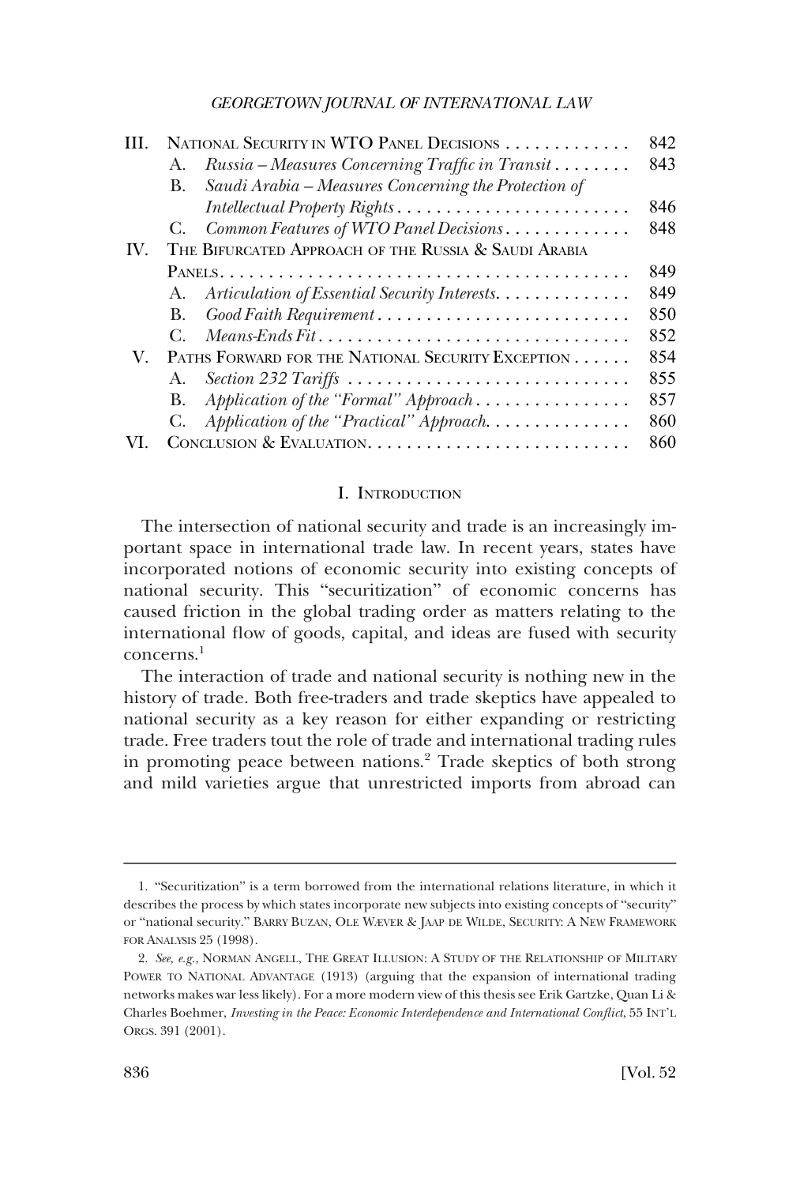| | | |
|---|---|---|
| III. | NATIONAL SECURITY IN WTO PANEL DECISIONS | 842 |
| | A. *Russia – Measures Concerning Traffic in Transit* | 843 |
| | B. *Saudi Arabia – Measures Concerning the Protection of Intellectual Property Rights* | 846 |
| | C. *Common Features of WTO Panel Decisions* | 848 |
| IV. | THE BIFURCATED APPROACH OF THE RUSSIA & SAUDI ARABIA PANELS | 849 |
| | A. *Articulation of Essential Security Interests* | 849 |
| | B. *Good Faith Requirement* | 850 |
| | C. *Means-Ends Fit* | 852 |
| V. | PATHS FORWARD FOR THE NATIONAL SECURITY EXCEPTION | 854 |
| | A. *Section 232 Tariffs* | 855 |
| | B. *Application of the "Formal" Approach* | 857 |
| | C. *Application of the "Practical" Approach* | 860 |
| VI. | CONCLUSION & EVALUATION | 860 |

## I. INTRODUCTION

The intersection of national security and trade is an increasingly important space in international trade law. In recent years, states have incorporated notions of economic security into existing concepts of national security. This "securitization" of economic concerns has caused friction in the global trading order as matters relating to the international flow of goods, capital, and ideas are fused with security concerns.[1]

The interaction of trade and national security is nothing new in the history of trade. Both free-traders and trade skeptics have appealed to national security as a key reason for either expanding or restricting trade. Free traders tout the role of trade and international trading rules in promoting peace between nations.[2] Trade skeptics of both strong and mild varieties argue that unrestricted imports from abroad can

---

1. "Securitization" is a term borrowed from the international relations literature, in which it describes the process by which states incorporate new subjects into existing concepts of "security" or "national security." BARRY BUZAN, OLE WÆVER & JAAP DE WILDE, SECURITY: A NEW FRAMEWORK FOR ANALYSIS 25 (1998).

2. *See, e.g.*, NORMAN ANGELL, THE GREAT ILLUSION: A STUDY OF THE RELATIONSHIP OF MILITARY POWER TO NATIONAL ADVANTAGE (1913) (arguing that the expansion of international trading networks makes war less likely). For a more modern view of this thesis see Erik Gartzke, Quan Li & Charles Boehmer, *Investing in the Peace: Economic Interdependence and International Conflict*, 55 INT'L ORGS. 391 (2001).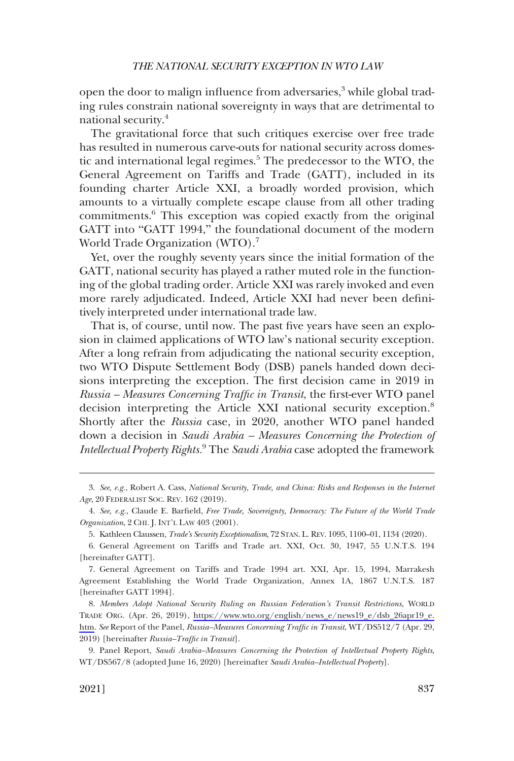open the door to malign influence from adversaries,[3] while global trading rules constrain national sovereignty in ways that are detrimental to national security.[4]

The gravitational force that such critiques exercise over free trade has resulted in numerous carve-outs for national security across domestic and international legal regimes.[5] The predecessor to the WTO, the General Agreement on Tariffs and Trade (GATT), included in its founding charter Article XXI, a broadly worded provision, which amounts to a virtually complete escape clause from all other trading commitments.[6] This exception was copied exactly from the original GATT into "GATT 1994," the foundational document of the modern World Trade Organization (WTO).[7]

Yet, over the roughly seventy years since the initial formation of the GATT, national security has played a rather muted role in the functioning of the global trading order. Article XXI was rarely invoked and even more rarely adjudicated. Indeed, Article XXI had never been definitively interpreted under international trade law.

That is, of course, until now. The past five years have seen an explosion in claimed applications of WTO law's national security exception. After a long refrain from adjudicating the national security exception, two WTO Dispute Settlement Body (DSB) panels handed down decisions interpreting the exception. The first decision came in 2019 in *Russia – Measures Concerning Traffic in Transit*, the first-ever WTO panel decision interpreting the Article XXI national security exception.[8] Shortly after the *Russia* case, in 2020, another WTO panel handed down a decision in *Saudi Arabia – Measures Concerning the Protection of Intellectual Property Rights*.[9] The *Saudi Arabia* case adopted the framework

---

3. *See, e.g.*, Robert A. Cass, *National Security, Trade, and China: Risks and Responses in the Internet Age*, 20 FEDERALIST SOC. REV. 162 (2019).

4. *See, e.g.*, Claude E. Barfield, *Free Trade, Sovereignty, Democracy: The Future of the World Trade Organization*, 2 CHI. J. INT'L LAW 403 (2001).

5. Kathleen Claussen, *Trade's Security Exceptionalism*, 72 STAN. L. REV. 1095, 1100–01, 1134 (2020).

6. General Agreement on Tariffs and Trade art. XXI, Oct. 30, 1947, 55 U.N.T.S. 194 [hereinafter GATT].

7. General Agreement on Tariffs and Trade 1994 art. XXI, Apr. 15, 1994, Marrakesh Agreement Establishing the World Trade Organization, Annex 1A, 1867 U.N.T.S. 187 [hereinafter GATT 1994].

8. *Members Adopt National Security Ruling on Russian Federation's Transit Restrictions*, WORLD TRADE ORG. (Apr. 26, 2019), https://www.wto.org/english/news_e/news19_e/dsb_26apr19_e.htm. *See* Report of the Panel, *Russia–Measures Concerning Traffic in Transit*, WT/DS512/7 (Apr. 29, 2019) [hereinafter *Russia–Traffic in Transit*].

9. Panel Report, *Saudi Arabia–Measures Concerning the Protection of Intellectual Property Rights*, WT/DS567/8 (adopted June 16, 2020) [hereinafter *Saudi Arabia–Intellectual Property*].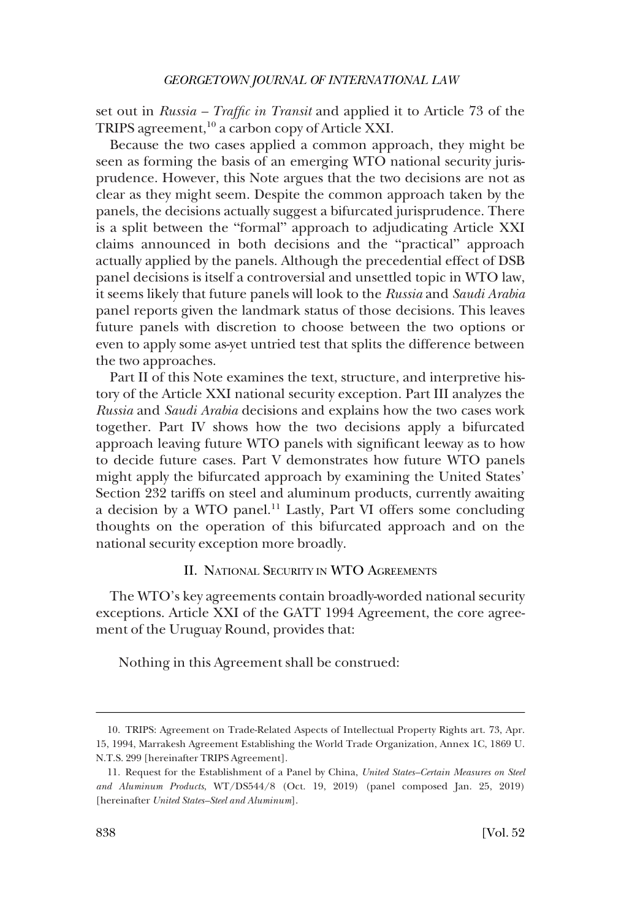set out in *Russia – Traffic in Transit* and applied it to Article 73 of the TRIPS agreement,[10] a carbon copy of Article XXI.

Because the two cases applied a common approach, they might be seen as forming the basis of an emerging WTO national security jurisprudence. However, this Note argues that the two decisions are not as clear as they might seem. Despite the common approach taken by the panels, the decisions actually suggest a bifurcated jurisprudence. There is a split between the "formal" approach to adjudicating Article XXI claims announced in both decisions and the "practical" approach actually applied by the panels. Although the precedential effect of DSB panel decisions is itself a controversial and unsettled topic in WTO law, it seems likely that future panels will look to the *Russia* and *Saudi Arabia* panel reports given the landmark status of those decisions. This leaves future panels with discretion to choose between the two options or even to apply some as-yet untried test that splits the difference between the two approaches.

Part II of this Note examines the text, structure, and interpretive history of the Article XXI national security exception. Part III analyzes the *Russia* and *Saudi Arabia* decisions and explains how the two cases work together. Part IV shows how the two decisions apply a bifurcated approach leaving future WTO panels with significant leeway as to how to decide future cases. Part V demonstrates how future WTO panels might apply the bifurcated approach by examining the United States' Section 232 tariffs on steel and aluminum products, currently awaiting a decision by a WTO panel.[11] Lastly, Part VI offers some concluding thoughts on the operation of this bifurcated approach and on the national security exception more broadly.

## II. National Security in WTO Agreements

The WTO's key agreements contain broadly-worded national security exceptions. Article XXI of the GATT 1994 Agreement, the core agreement of the Uruguay Round, provides that:

> Nothing in this Agreement shall be construed:

---

10. TRIPS: Agreement on Trade-Related Aspects of Intellectual Property Rights art. 73, Apr. 15, 1994, Marrakesh Agreement Establishing the World Trade Organization, Annex 1C, 1869 U.N.T.S. 299 [hereinafter TRIPS Agreement].

11. Request for the Establishment of a Panel by China, *United States–Certain Measures on Steel and Aluminum Products*, WT/DS544/8 (Oct. 19, 2019) (panel composed Jan. 25, 2019) [hereinafter *United States–Steel and Aluminum*].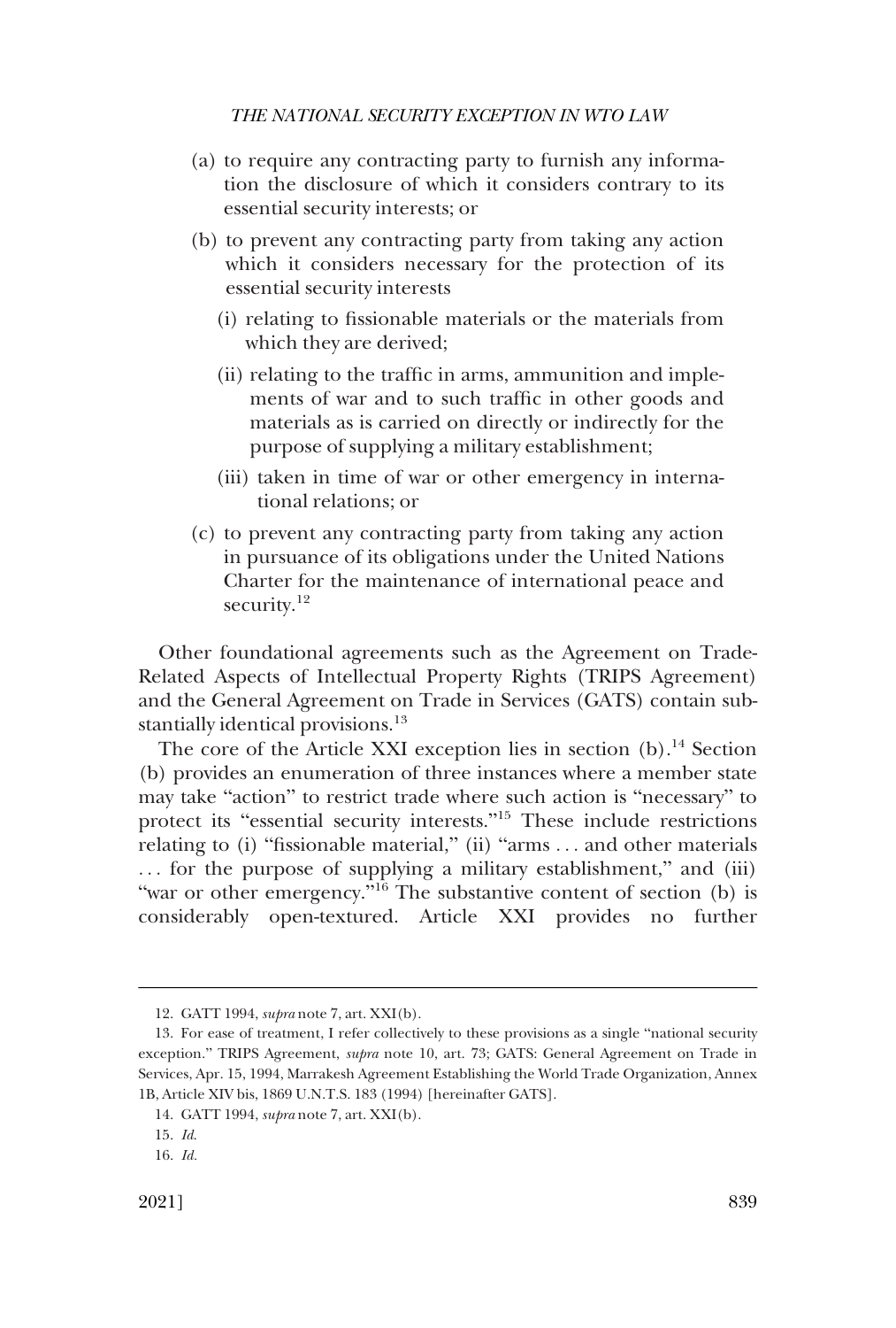(a) to require any contracting party to furnish any information the disclosure of which it considers contrary to its essential security interests; or

(b) to prevent any contracting party from taking any action which it considers necessary for the protection of its essential security interests

   (i) relating to fissionable materials or the materials from which they are derived;

   (ii) relating to the traffic in arms, ammunition and implements of war and to such traffic in other goods and materials as is carried on directly or indirectly for the purpose of supplying a military establishment;

   (iii) taken in time of war or other emergency in international relations; or

(c) to prevent any contracting party from taking any action in pursuance of its obligations under the United Nations Charter for the maintenance of international peace and security.[12]

Other foundational agreements such as the Agreement on Trade-Related Aspects of Intellectual Property Rights (TRIPS Agreement) and the General Agreement on Trade in Services (GATS) contain substantially identical provisions.[13]

The core of the Article XXI exception lies in section (b).[14] Section (b) provides an enumeration of three instances where a member state may take "action" to restrict trade where such action is "necessary" to protect its "essential security interests."[15] These include restrictions relating to (i) "fissionable material," (ii) "arms . . . and other materials . . . for the purpose of supplying a military establishment," and (iii) "war or other emergency."[16] The substantive content of section (b) is considerably open-textured. Article XXI provides no further

---

12. GATT 1994, *supra* note 7, art. XXI(b).

13. For ease of treatment, I refer collectively to these provisions as a single "national security exception." TRIPS Agreement, *supra* note 10, art. 73; GATS: General Agreement on Trade in Services, Apr. 15, 1994, Marrakesh Agreement Establishing the World Trade Organization, Annex 1B, Article XIV bis, 1869 U.N.T.S. 183 (1994) [hereinafter GATS].

14. GATT 1994, *supra* note 7, art. XXI(b).

15. *Id.*

16. *Id.*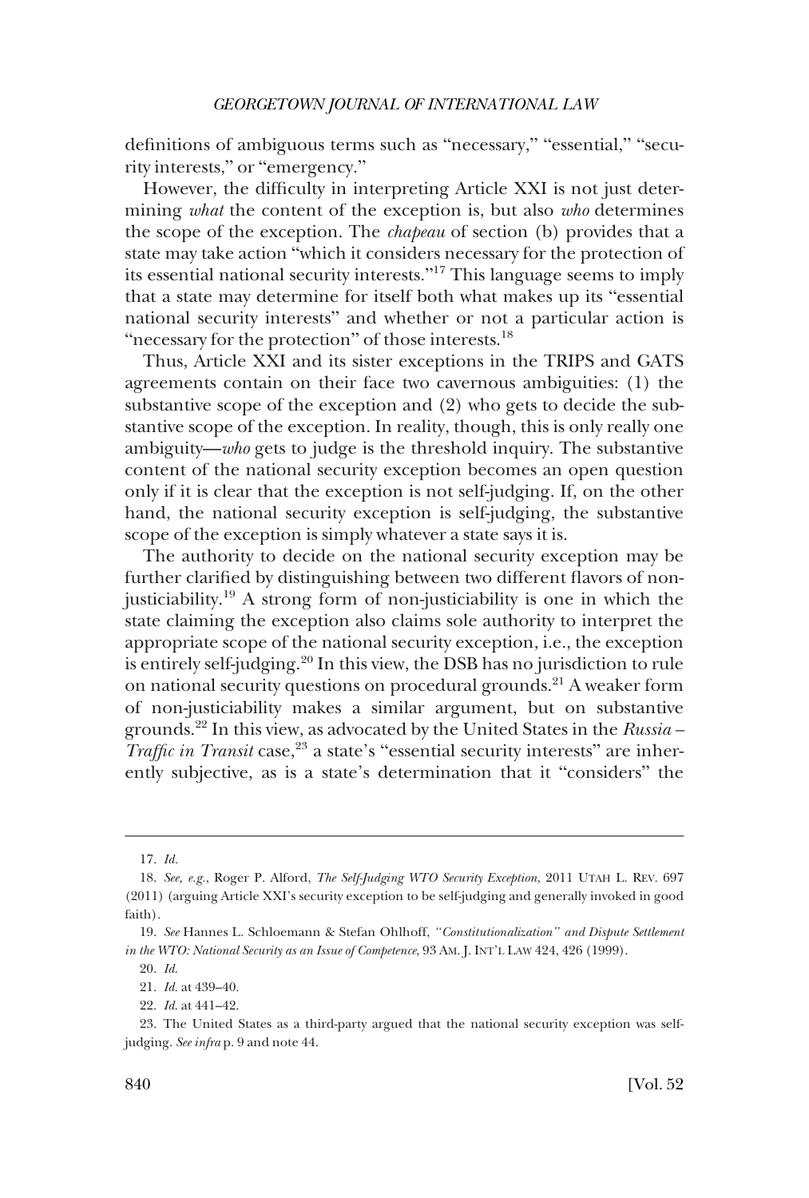definitions of ambiguous terms such as "necessary," "essential," "security interests," or "emergency."

However, the difficulty in interpreting Article XXI is not just determining *what* the content of the exception is, but also *who* determines the scope of the exception. The *chapeau* of section (b) provides that a state may take action "which it considers necessary for the protection of its essential national security interests."[17] This language seems to imply that a state may determine for itself both what makes up its "essential national security interests" and whether or not a particular action is "necessary for the protection" of those interests.[18]

Thus, Article XXI and its sister exceptions in the TRIPS and GATS agreements contain on their face two cavernous ambiguities: (1) the substantive scope of the exception and (2) who gets to decide the substantive scope of the exception. In reality, though, this is only really one ambiguity—*who* gets to judge is the threshold inquiry. The substantive content of the national security exception becomes an open question only if it is clear that the exception is not self-judging. If, on the other hand, the national security exception is self-judging, the substantive scope of the exception is simply whatever a state says it is.

The authority to decide on the national security exception may be further clarified by distinguishing between two different flavors of non-justiciability.[19] A strong form of non-justiciability is one in which the state claiming the exception also claims sole authority to interpret the appropriate scope of the national security exception, i.e., the exception is entirely self-judging.[20] In this view, the DSB has no jurisdiction to rule on national security questions on procedural grounds.[21] A weaker form of non-justiciability makes a similar argument, but on substantive grounds.[22] In this view, as advocated by the United States in the *Russia – Traffic in Transit* case,[23] a state's "essential security interests" are inherently subjective, as is a state's determination that it "considers" the

---

17. *Id.*

18. *See, e.g.*, Roger P. Alford, *The Self-Judging WTO Security Exception*, 2011 UTAH L. REV. 697 (2011) (arguing Article XXI's security exception to be self-judging and generally invoked in good faith).

19. *See* Hannes L. Schloemann & Stefan Ohlhoff, *"Constitutionalization" and Dispute Settlement in the WTO: National Security as an Issue of Competence*, 93 AM. J. INT'L LAW 424, 426 (1999).

20. *Id.*

21. *Id.* at 439–40.

22. *Id.* at 441–42.

23. The United States as a third-party argued that the national security exception was self-judging. *See infra* p. 9 and note 44.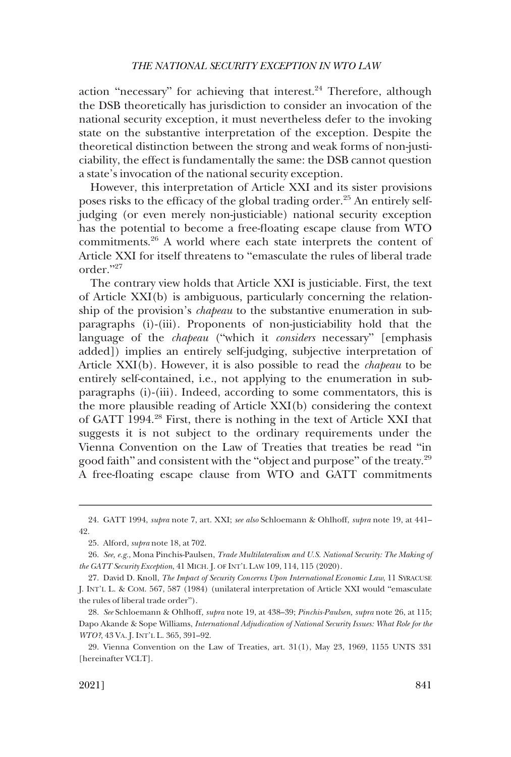action "necessary" for achieving that interest.[24] Therefore, although the DSB theoretically has jurisdiction to consider an invocation of the national security exception, it must nevertheless defer to the invoking state on the substantive interpretation of the exception. Despite the theoretical distinction between the strong and weak forms of non-justiciability, the effect is fundamentally the same: the DSB cannot question a state's invocation of the national security exception.

However, this interpretation of Article XXI and its sister provisions poses risks to the efficacy of the global trading order.[25] An entirely self-judging (or even merely non-justiciable) national security exception has the potential to become a free-floating escape clause from WTO commitments.[26] A world where each state interprets the content of Article XXI for itself threatens to "emasculate the rules of liberal trade order."[27]

The contrary view holds that Article XXI is justiciable. First, the text of Article XXI(b) is ambiguous, particularly concerning the relationship of the provision's *chapeau* to the substantive enumeration in subparagraphs (i)-(iii). Proponents of non-justiciability hold that the language of the *chapeau* ("which it *considers* necessary" [emphasis added]) implies an entirely self-judging, subjective interpretation of Article XXI(b). However, it is also possible to read the *chapeau* to be entirely self-contained, i.e., not applying to the enumeration in subparagraphs (i)-(iii). Indeed, according to some commentators, this is the more plausible reading of Article XXI(b) considering the context of GATT 1994.[28] First, there is nothing in the text of Article XXI that suggests it is not subject to the ordinary requirements under the Vienna Convention on the Law of Treaties that treaties be read "in good faith" and consistent with the "object and purpose" of the treaty.[29] A free-floating escape clause from WTO and GATT commitments

---

24. GATT 1994, *supra* note 7, art. XXI; *see also* Schloemann & Ohlhoff, *supra* note 19, at 441–42.

25. Alford, *supra* note 18, at 702.

26. *See, e.g.*, Mona Pinchis-Paulsen, *Trade Multilateralism and U.S. National Security: The Making of the GATT Security Exception*, 41 MICH. J. OF INT'L LAW 109, 114, 115 (2020).

27. David D. Knoll, *The Impact of Security Concerns Upon International Economic Law*, 11 SYRACUSE J. INT'L L. & COM. 567, 587 (1984) (unilateral interpretation of Article XXI would "emasculate the rules of liberal trade order").

28. *See* Schloemann & Ohlhoff, *supra* note 19, at 438–39; *Pinchis-Paulsen*, *supra* note 26, at 115; Dapo Akande & Sope Williams, *International Adjudication of National Security Issues: What Role for the WTO?*, 43 VA. J. INT'L L. 365, 391–92.

29. Vienna Convention on the Law of Treaties, art. 31(1), May 23, 1969, 1155 UNTS 331 [hereinafter VCLT].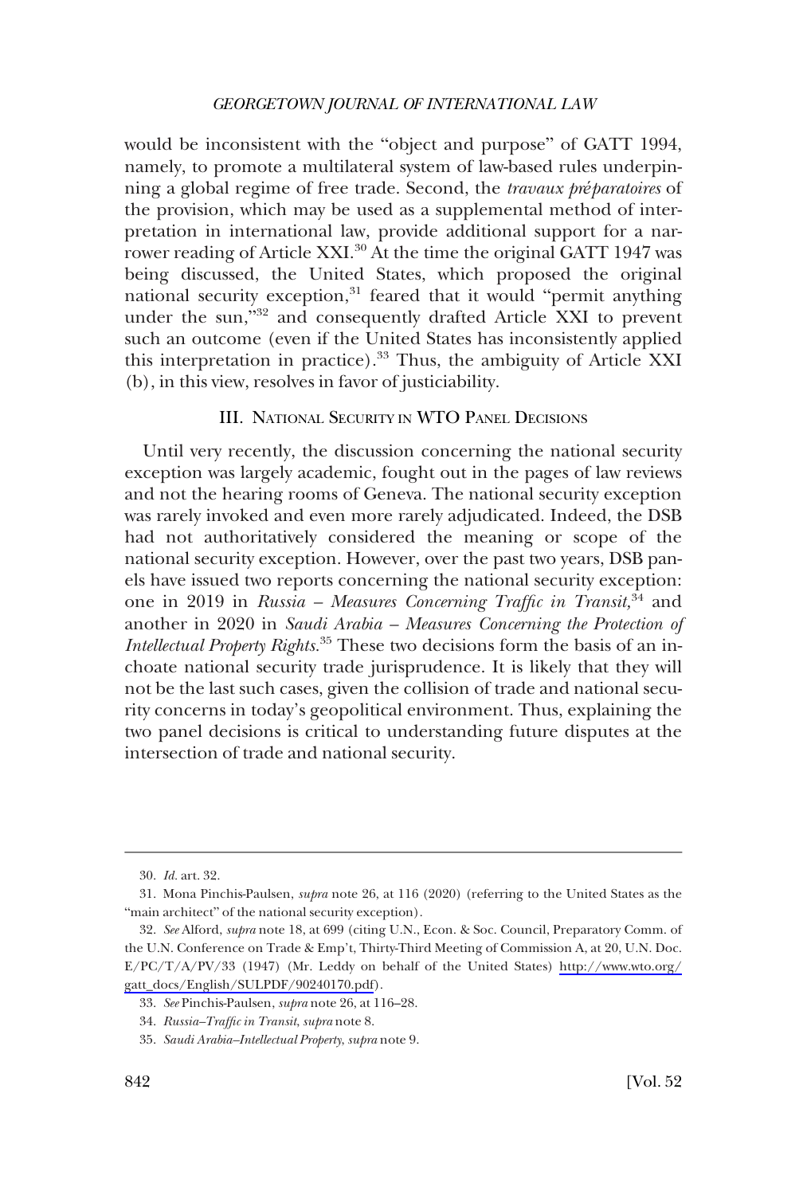would be inconsistent with the "object and purpose" of GATT 1994, namely, to promote a multilateral system of law-based rules underpinning a global regime of free trade. Second, the *travaux préparatoires* of the provision, which may be used as a supplemental method of interpretation in international law, provide additional support for a narrower reading of Article XXI.[30] At the time the original GATT 1947 was being discussed, the United States, which proposed the original national security exception,[31] feared that it would "permit anything under the sun,"[32] and consequently drafted Article XXI to prevent such an outcome (even if the United States has inconsistently applied this interpretation in practice).[33] Thus, the ambiguity of Article XXI (b), in this view, resolves in favor of justiciability.

## III. National Security in WTO Panel Decisions

Until very recently, the discussion concerning the national security exception was largely academic, fought out in the pages of law reviews and not the hearing rooms of Geneva. The national security exception was rarely invoked and even more rarely adjudicated. Indeed, the DSB had not authoritatively considered the meaning or scope of the national security exception. However, over the past two years, DSB panels have issued two reports concerning the national security exception: one in 2019 in *Russia – Measures Concerning Traffic in Transit*,[34] and another in 2020 in *Saudi Arabia – Measures Concerning the Protection of Intellectual Property Rights*.[35] These two decisions form the basis of an inchoate national security trade jurisprudence. It is likely that they will not be the last such cases, given the collision of trade and national security concerns in today's geopolitical environment. Thus, explaining the two panel decisions is critical to understanding future disputes at the intersection of trade and national security.

---

30. *Id.* art. 32.

31. Mona Pinchis-Paulsen, *supra* note 26, at 116 (2020) (referring to the United States as the "main architect" of the national security exception).

32. *See* Alford, *supra* note 18, at 699 (citing U.N., Econ. & Soc. Council, Preparatory Comm. of the U.N. Conference on Trade & Emp't, Thirty-Third Meeting of Commission A, at 20, U.N. Doc. E/PC/T/A/PV/33 (1947) (Mr. Leddy on behalf of the United States) http://www.wto.org/gatt_docs/English/SULPDF/90240170.pdf).

33. *See* Pinchis-Paulsen, *supra* note 26, at 116–28.

34. *Russia–Traffic in Transit*, *supra* note 8.

35. *Saudi Arabia–Intellectual Property*, *supra* note 9.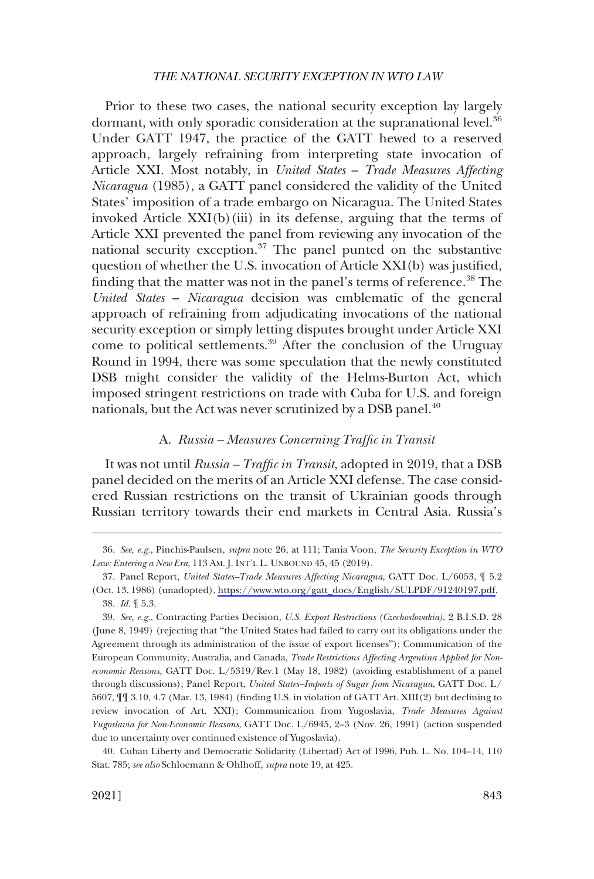Prior to these two cases, the national security exception lay largely dormant, with only sporadic consideration at the supranational level.[36] Under GATT 1947, the practice of the GATT hewed to a reserved approach, largely refraining from interpreting state invocation of Article XXI. Most notably, in *United States – Trade Measures Affecting Nicaragua* (1985), a GATT panel considered the validity of the United States' imposition of a trade embargo on Nicaragua. The United States invoked Article XXI(b)(iii) in its defense, arguing that the terms of Article XXI prevented the panel from reviewing any invocation of the national security exception.[37] The panel punted on the substantive question of whether the U.S. invocation of Article XXI(b) was justified, finding that the matter was not in the panel's terms of reference.[38] The *United States – Nicaragua* decision was emblematic of the general approach of refraining from adjudicating invocations of the national security exception or simply letting disputes brought under Article XXI come to political settlements.[39] After the conclusion of the Uruguay Round in 1994, there was some speculation that the newly constituted DSB might consider the validity of the Helms-Burton Act, which imposed stringent restrictions on trade with Cuba for U.S. and foreign nationals, but the Act was never scrutinized by a DSB panel.[40]

### A. *Russia – Measures Concerning Traffic in Transit*

It was not until *Russia – Traffic in Transit*, adopted in 2019, that a DSB panel decided on the merits of an Article XXI defense. The case considered Russian restrictions on the transit of Ukrainian goods through Russian territory towards their end markets in Central Asia. Russia's

---

36. *See, e.g.*, Pinchis-Paulsen, *supra* note 26, at 111; Tania Voon, *The Security Exception in WTO Law: Entering a New Era*, 113 AM. J. INT'L L. UNBOUND 45, 45 (2019).

37. Panel Report, *United States–Trade Measures Affecting Nicaragua*, GATT Doc. L/6053, ¶ 5.2 (Oct. 13, 1986) (unadopted), https://www.wto.org/gatt_docs/English/SULPDF/91240197.pdf.

38. *Id.* ¶ 5.3.

39. *See, e.g.*, Contracting Parties Decision, *U.S. Export Restrictions (Czechoslovakia)*, 2 B.I.S.D. 28 (June 8, 1949) (rejecting that "the United States had failed to carry out its obligations under the Agreement through its administration of the issue of export licenses"); Communication of the European Community, Australia, and Canada, *Trade Restrictions Affecting Argentina Applied for Non-economic Reasons,* GATT Doc. L/5319/Rev.1 (May 18, 1982) (avoiding establishment of a panel through discussions); Panel Report, *United States–Imports of Sugar from Nicaragua*, GATT Doc. L/5607, ¶¶ 3.10, 4.7 (Mar. 13, 1984) (finding U.S. in violation of GATT Art. XIII(2) but declining to review invocation of Art. XXI); Communication from Yugoslavia, *Trade Measures Against Yugoslavia for Non-Economic Reasons*, GATT Doc. L/6945, 2–3 (Nov. 26, 1991) (action suspended due to uncertainty over continued existence of Yugoslavia).

40. Cuban Liberty and Democratic Solidarity (Libertad) Act of 1996, Pub. L. No. 104–14, 110 Stat. 785; *see also* Schloemann & Ohlhoff, *supra* note 19, at 425.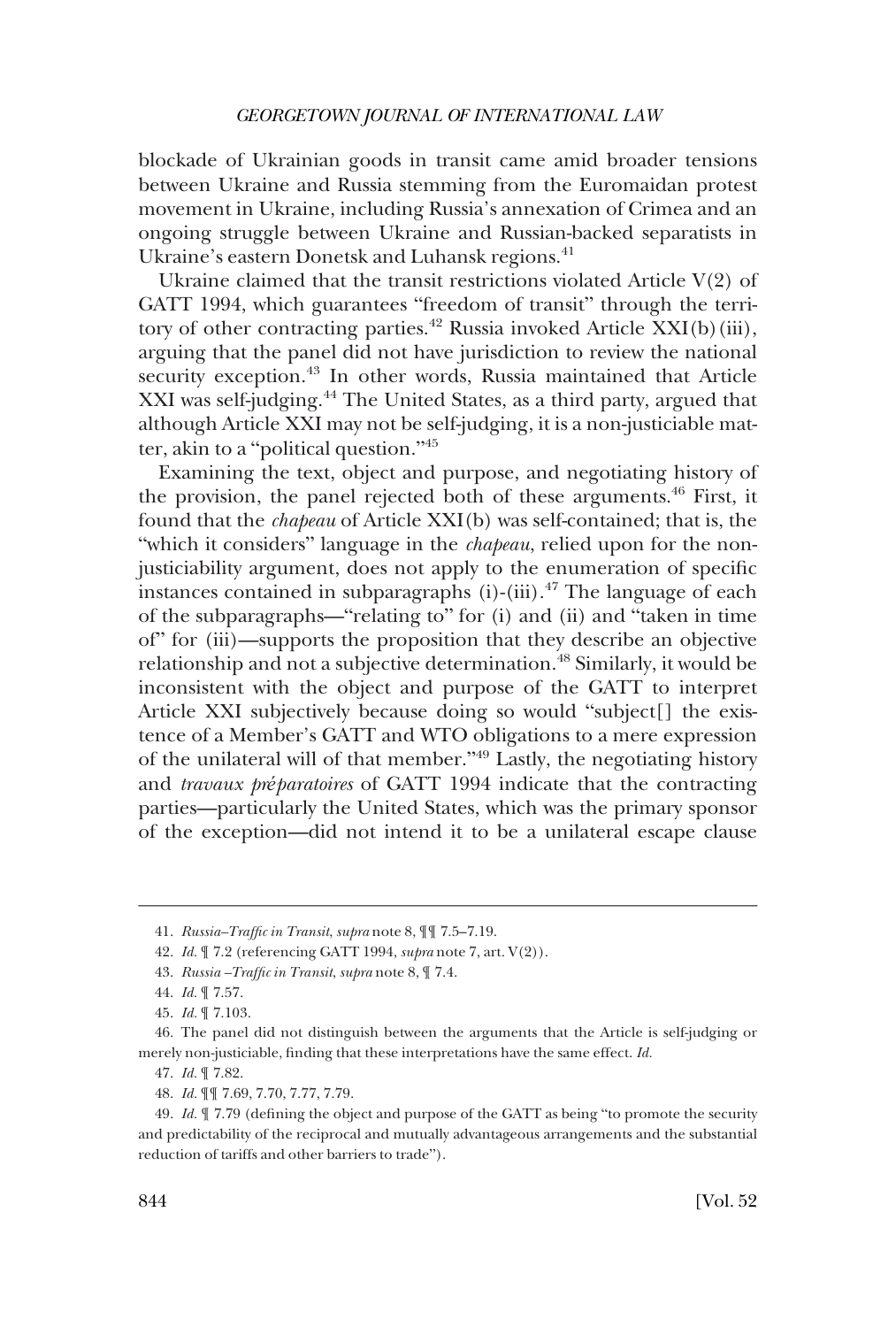blockade of Ukrainian goods in transit came amid broader tensions between Ukraine and Russia stemming from the Euromaidan protest movement in Ukraine, including Russia's annexation of Crimea and an ongoing struggle between Ukraine and Russian-backed separatists in Ukraine's eastern Donetsk and Luhansk regions.[41]

Ukraine claimed that the transit restrictions violated Article V(2) of GATT 1994, which guarantees "freedom of transit" through the territory of other contracting parties.[42] Russia invoked Article XXI(b)(iii), arguing that the panel did not have jurisdiction to review the national security exception.[43] In other words, Russia maintained that Article XXI was self-judging.[44] The United States, as a third party, argued that although Article XXI may not be self-judging, it is a non-justiciable matter, akin to a "political question."[45]

Examining the text, object and purpose, and negotiating history of the provision, the panel rejected both of these arguments.[46] First, it found that the *chapeau* of Article XXI(b) was self-contained; that is, the "which it considers" language in the *chapeau*, relied upon for the non-justiciability argument, does not apply to the enumeration of specific instances contained in subparagraphs (i)-(iii).[47] The language of each of the subparagraphs—"relating to" for (i) and (ii) and "taken in time of" for (iii)—supports the proposition that they describe an objective relationship and not a subjective determination.[48] Similarly, it would be inconsistent with the object and purpose of the GATT to interpret Article XXI subjectively because doing so would "subject[] the existence of a Member's GATT and WTO obligations to a mere expression of the unilateral will of that member."[49] Lastly, the negotiating history and *travaux préparatoires* of GATT 1994 indicate that the contracting parties—particularly the United States, which was the primary sponsor of the exception—did not intend it to be a unilateral escape clause

---

41. *Russia–Traffic in Transit*, *supra* note 8, ¶¶ 7.5–7.19.

42. *Id.* ¶ 7.2 (referencing GATT 1994, *supra* note 7, art. V(2)).

43. *Russia –Traffic in Transit*, *supra* note 8, ¶ 7.4.

44. *Id.* ¶ 7.57.

45. *Id.* ¶ 7.103.

46. The panel did not distinguish between the arguments that the Article is self-judging or merely non-justiciable, finding that these interpretations have the same effect. *Id.*

47. *Id.* ¶ 7.82.

48. *Id.* ¶¶ 7.69, 7.70, 7.77, 7.79.

49. *Id.* ¶ 7.79 (defining the object and purpose of the GATT as being "to promote the security and predictability of the reciprocal and mutually advantageous arrangements and the substantial reduction of tariffs and other barriers to trade").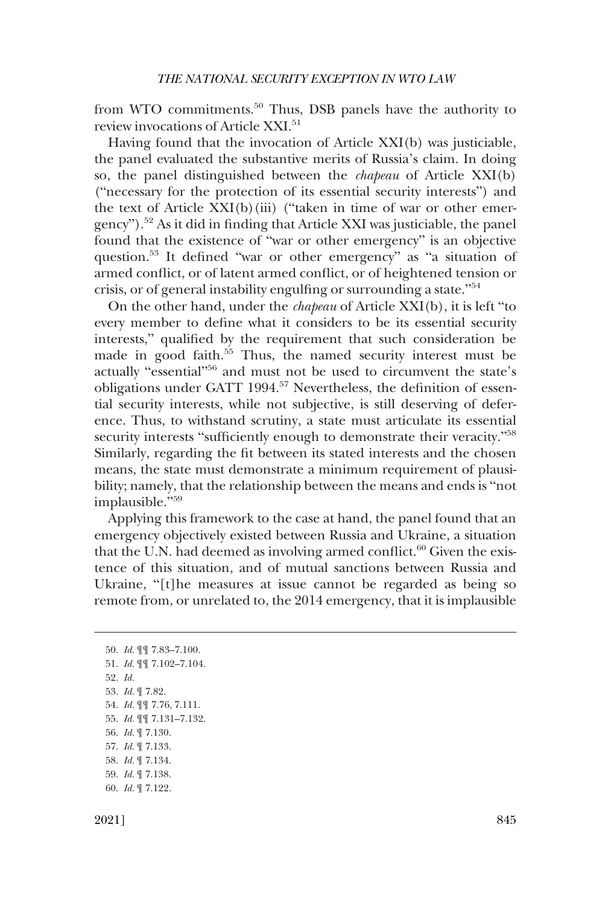from WTO commitments.[50] Thus, DSB panels have the authority to review invocations of Article XXI.[51]

Having found that the invocation of Article XXI(b) was justiciable, the panel evaluated the substantive merits of Russia's claim. In doing so, the panel distinguished between the *chapeau* of Article XXI(b) ("necessary for the protection of its essential security interests") and the text of Article XXI(b)(iii) ("taken in time of war or other emergency").[52] As it did in finding that Article XXI was justiciable, the panel found that the existence of "war or other emergency" is an objective question.[53] It defined "war or other emergency" as "a situation of armed conflict, or of latent armed conflict, or of heightened tension or crisis, or of general instability engulfing or surrounding a state."[54]

On the other hand, under the *chapeau* of Article XXI(b), it is left "to every member to define what it considers to be its essential security interests," qualified by the requirement that such consideration be made in good faith.[55] Thus, the named security interest must be actually "essential"[56] and must not be used to circumvent the state's obligations under GATT 1994.[57] Nevertheless, the definition of essential security interests, while not subjective, is still deserving of deference. Thus, to withstand scrutiny, a state must articulate its essential security interests "sufficiently enough to demonstrate their veracity."[58] Similarly, regarding the fit between its stated interests and the chosen means, the state must demonstrate a minimum requirement of plausibility; namely, that the relationship between the means and ends is "not implausible."[59]

Applying this framework to the case at hand, the panel found that an emergency objectively existed between Russia and Ukraine, a situation that the U.N. had deemed as involving armed conflict.[60] Given the existence of this situation, and of mutual sanctions between Russia and Ukraine, "[t]he measures at issue cannot be regarded as being so remote from, or unrelated to, the 2014 emergency, that it is implausible

---

50. *Id.* ¶¶ 7.83–7.100.
51. *Id.* ¶¶ 7.102–7.104.
52. *Id.*
53. *Id.* ¶ 7.82.
54. *Id.* ¶¶ 7.76, 7.111.
55. *Id.* ¶¶ 7.131–7.132.
56. *Id.* ¶ 7.130.
57. *Id.* ¶ 7.133.
58. *Id.* ¶ 7.134.
59. *Id.* ¶ 7.138.
60. *Id.* ¶ 7.122.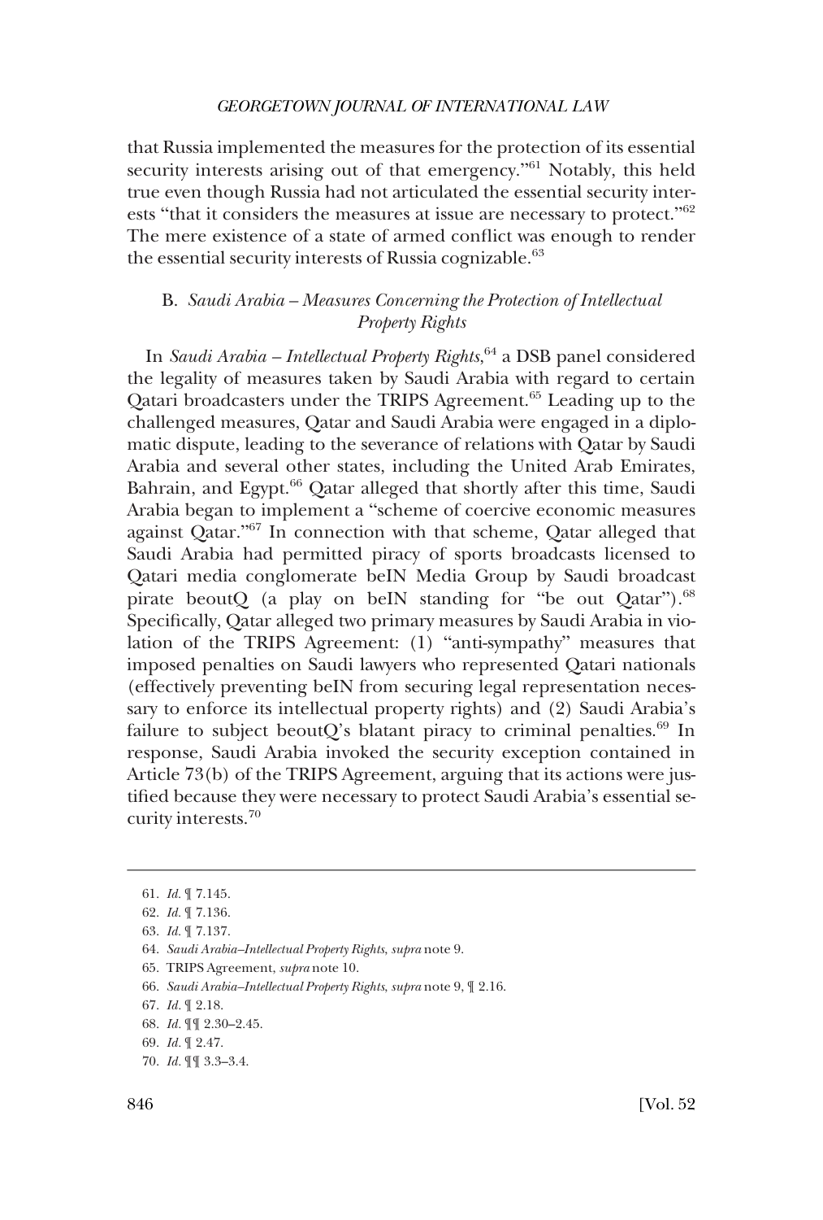that Russia implemented the measures for the protection of its essential security interests arising out of that emergency."[61] Notably, this held true even though Russia had not articulated the essential security interests "that it considers the measures at issue are necessary to protect."[62] The mere existence of a state of armed conflict was enough to render the essential security interests of Russia cognizable.[63]

### B. *Saudi Arabia – Measures Concerning the Protection of Intellectual Property Rights*

In *Saudi Arabia – Intellectual Property Rights*,[64] a DSB panel considered the legality of measures taken by Saudi Arabia with regard to certain Qatari broadcasters under the TRIPS Agreement.[65] Leading up to the challenged measures, Qatar and Saudi Arabia were engaged in a diplomatic dispute, leading to the severance of relations with Qatar by Saudi Arabia and several other states, including the United Arab Emirates, Bahrain, and Egypt.[66] Qatar alleged that shortly after this time, Saudi Arabia began to implement a "scheme of coercive economic measures against Qatar."[67] In connection with that scheme, Qatar alleged that Saudi Arabia had permitted piracy of sports broadcasts licensed to Qatari media conglomerate beIN Media Group by Saudi broadcast pirate beoutQ (a play on beIN standing for "be out Qatar").[68] Specifically, Qatar alleged two primary measures by Saudi Arabia in violation of the TRIPS Agreement: (1) "anti-sympathy" measures that imposed penalties on Saudi lawyers who represented Qatari nationals (effectively preventing beIN from securing legal representation necessary to enforce its intellectual property rights) and (2) Saudi Arabia's failure to subject beoutQ's blatant piracy to criminal penalties.[69] In response, Saudi Arabia invoked the security exception contained in Article 73(b) of the TRIPS Agreement, arguing that its actions were justified because they were necessary to protect Saudi Arabia's essential security interests.[70]

---

61. *Id.* ¶ 7.145.
62. *Id.* ¶ 7.136.
63. *Id.* ¶ 7.137.
64. *Saudi Arabia–Intellectual Property Rights*, *supra* note 9.
65. TRIPS Agreement, *supra* note 10.
66. *Saudi Arabia–Intellectual Property Rights*, *supra* note 9, ¶ 2.16.
67. *Id.* ¶ 2.18.
68. *Id.* ¶¶ 2.30–2.45.
69. *Id.* ¶ 2.47.
70. *Id.* ¶¶ 3.3–3.4.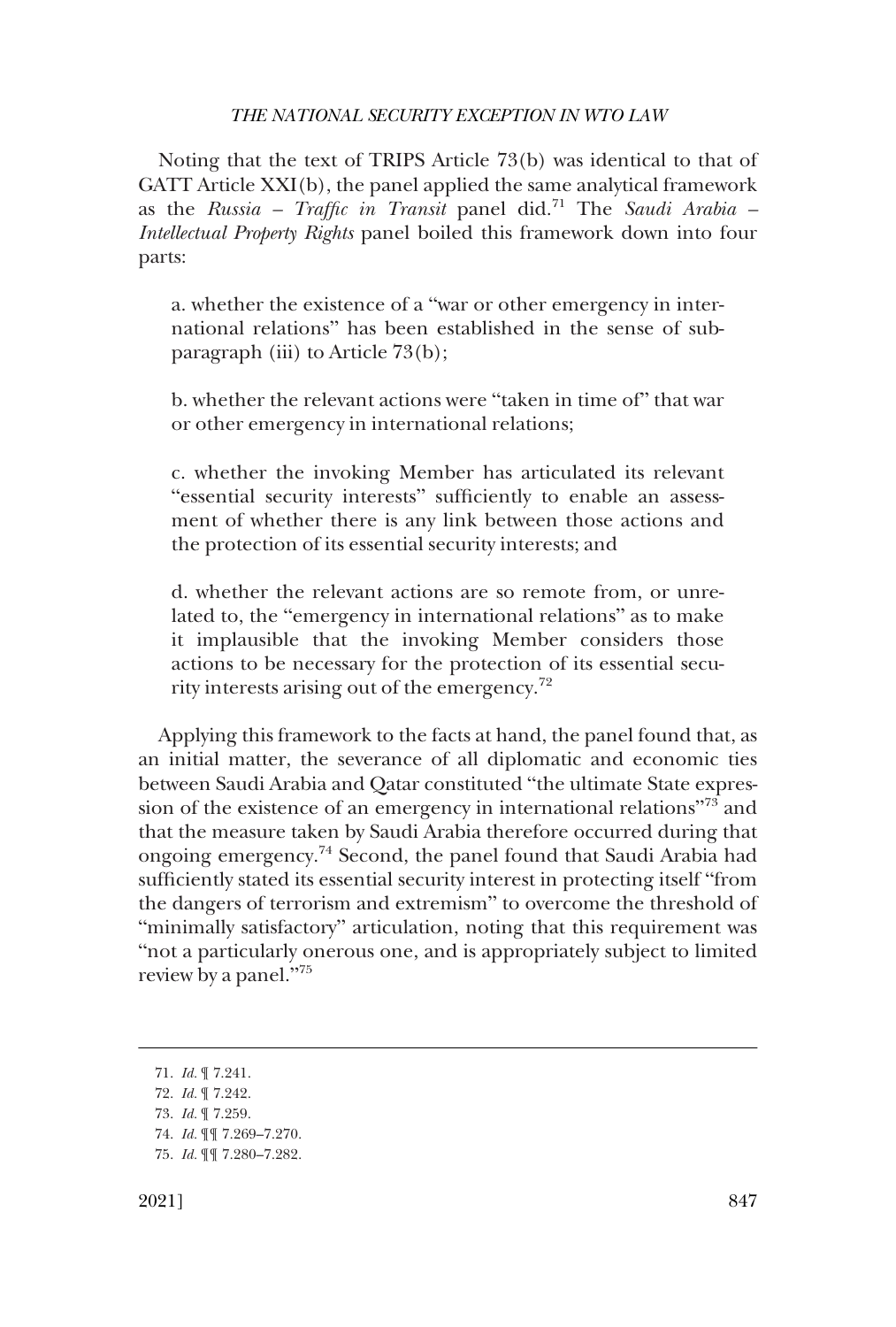Noting that the text of TRIPS Article 73(b) was identical to that of GATT Article XXI(b), the panel applied the same analytical framework as the *Russia – Traffic in Transit* panel did.[71] The *Saudi Arabia – Intellectual Property Rights* panel boiled this framework down into four parts:

> a. whether the existence of a "war or other emergency in international relations" has been established in the sense of subparagraph (iii) to Article 73(b);
>
> b. whether the relevant actions were "taken in time of" that war or other emergency in international relations;
>
> c. whether the invoking Member has articulated its relevant "essential security interests" sufficiently to enable an assessment of whether there is any link between those actions and the protection of its essential security interests; and
>
> d. whether the relevant actions are so remote from, or unrelated to, the "emergency in international relations" as to make it implausible that the invoking Member considers those actions to be necessary for the protection of its essential security interests arising out of the emergency.[72]

Applying this framework to the facts at hand, the panel found that, as an initial matter, the severance of all diplomatic and economic ties between Saudi Arabia and Qatar constituted "the ultimate State expression of the existence of an emergency in international relations"[73] and that the measure taken by Saudi Arabia therefore occurred during that ongoing emergency.[74] Second, the panel found that Saudi Arabia had sufficiently stated its essential security interest in protecting itself "from the dangers of terrorism and extremism" to overcome the threshold of "minimally satisfactory" articulation, noting that this requirement was "not a particularly onerous one, and is appropriately subject to limited review by a panel."[75]

---

71. *Id.* ¶ 7.241.
72. *Id.* ¶ 7.242.
73. *Id.* ¶ 7.259.
74. *Id.* ¶¶ 7.269–7.270.
75. *Id.* ¶¶ 7.280–7.282.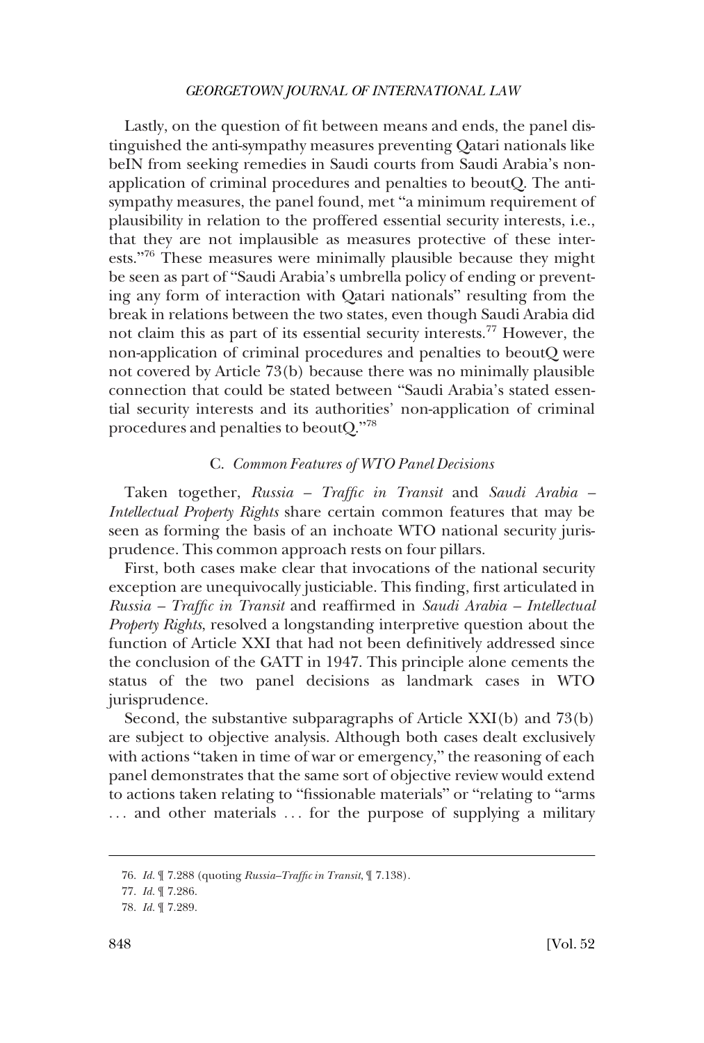Lastly, on the question of fit between means and ends, the panel distinguished the anti-sympathy measures preventing Qatari nationals like beIN from seeking remedies in Saudi courts from Saudi Arabia's non-application of criminal procedures and penalties to beoutQ. The anti-sympathy measures, the panel found, met "a minimum requirement of plausibility in relation to the proffered essential security interests, i.e., that they are not implausible as measures protective of these interests."[76] These measures were minimally plausible because they might be seen as part of "Saudi Arabia's umbrella policy of ending or preventing any form of interaction with Qatari nationals" resulting from the break in relations between the two states, even though Saudi Arabia did not claim this as part of its essential security interests.[77] However, the non-application of criminal procedures and penalties to beoutQ were not covered by Article 73(b) because there was no minimally plausible connection that could be stated between "Saudi Arabia's stated essential security interests and its authorities' non-application of criminal procedures and penalties to beoutQ."[78]

### C. *Common Features of WTO Panel Decisions*

Taken together, *Russia – Traffic in Transit* and *Saudi Arabia – Intellectual Property Rights* share certain common features that may be seen as forming the basis of an inchoate WTO national security jurisprudence. This common approach rests on four pillars.

First, both cases make clear that invocations of the national security exception are unequivocally justiciable. This finding, first articulated in *Russia – Traffic in Transit* and reaffirmed in *Saudi Arabia – Intellectual Property Rights*, resolved a longstanding interpretive question about the function of Article XXI that had not been definitively addressed since the conclusion of the GATT in 1947. This principle alone cements the status of the two panel decisions as landmark cases in WTO jurisprudence.

Second, the substantive subparagraphs of Article XXI(b) and 73(b) are subject to objective analysis. Although both cases dealt exclusively with actions "taken in time of war or emergency," the reasoning of each panel demonstrates that the same sort of objective review would extend to actions taken relating to "fissionable materials" or "relating to "arms . . . and other materials . . . for the purpose of supplying a military

---

76. *Id.* ¶ 7.288 (quoting *Russia–Traffic in Transit*, ¶ 7.138).

77. *Id.* ¶ 7.286.

78. *Id.* ¶ 7.289.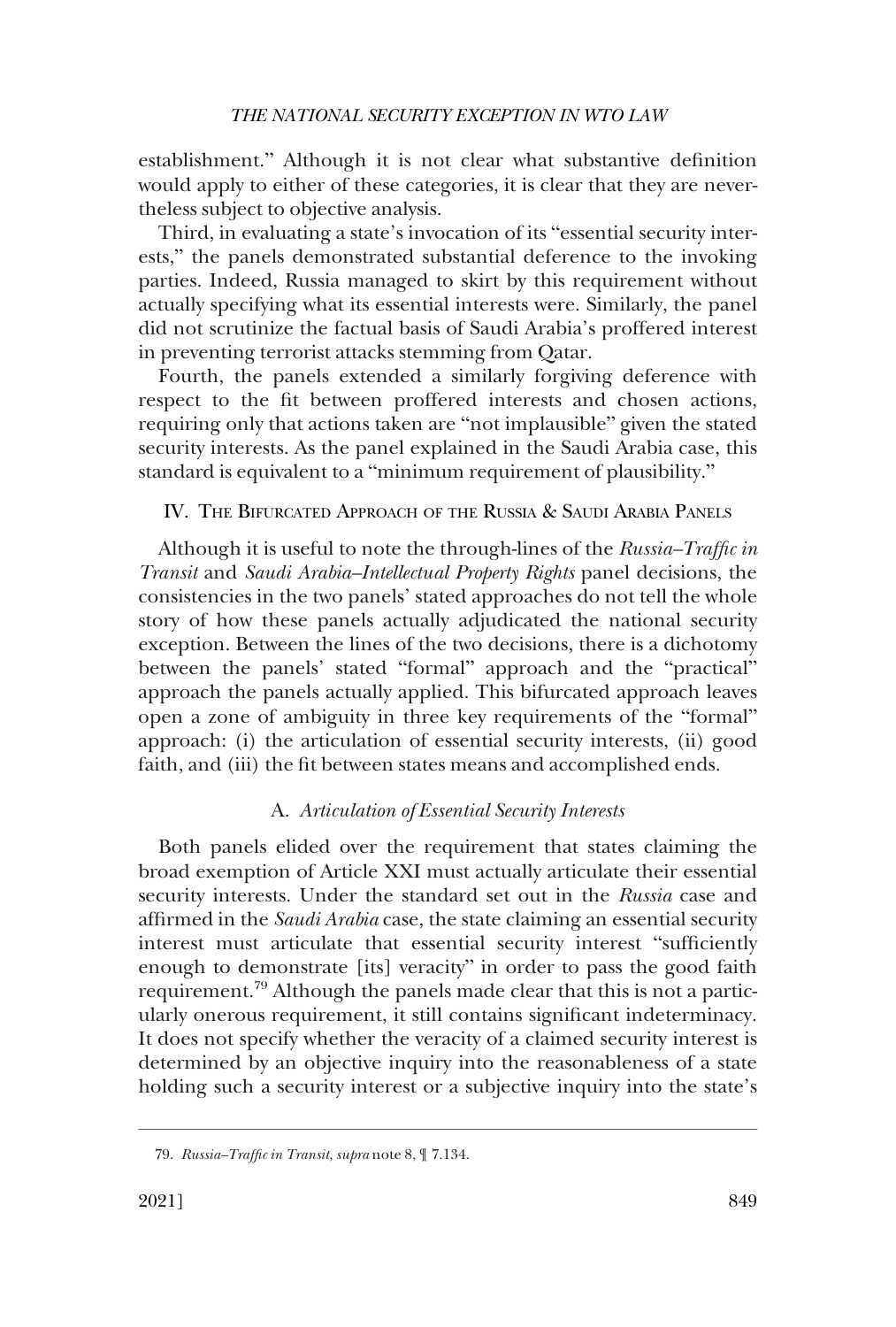establishment." Although it is not clear what substantive definition would apply to either of these categories, it is clear that they are nevertheless subject to objective analysis.

Third, in evaluating a state's invocation of its "essential security interests," the panels demonstrated substantial deference to the invoking parties. Indeed, Russia managed to skirt by this requirement without actually specifying what its essential interests were. Similarly, the panel did not scrutinize the factual basis of Saudi Arabia's proffered interest in preventing terrorist attacks stemming from Qatar.

Fourth, the panels extended a similarly forgiving deference with respect to the fit between proffered interests and chosen actions, requiring only that actions taken are "not implausible" given the stated security interests. As the panel explained in the Saudi Arabia case, this standard is equivalent to a "minimum requirement of plausibility."

## IV. The Bifurcated Approach of the Russia & Saudi Arabia Panels

Although it is useful to note the through-lines of the *Russia–Traffic in Transit* and *Saudi Arabia–Intellectual Property Rights* panel decisions, the consistencies in the two panels' stated approaches do not tell the whole story of how these panels actually adjudicated the national security exception. Between the lines of the two decisions, there is a dichotomy between the panels' stated "formal" approach and the "practical" approach the panels actually applied. This bifurcated approach leaves open a zone of ambiguity in three key requirements of the "formal" approach: (i) the articulation of essential security interests, (ii) good faith, and (iii) the fit between states means and accomplished ends.

### A. *Articulation of Essential Security Interests*

Both panels elided over the requirement that states claiming the broad exemption of Article XXI must actually articulate their essential security interests. Under the standard set out in the *Russia* case and affirmed in the *Saudi Arabia* case, the state claiming an essential security interest must articulate that essential security interest "sufficiently enough to demonstrate [its] veracity" in order to pass the good faith requirement.[79] Although the panels made clear that this is not a particularly onerous requirement, it still contains significant indeterminacy. It does not specify whether the veracity of a claimed security interest is determined by an objective inquiry into the reasonableness of a state holding such a security interest or a subjective inquiry into the state's

---

79. *Russia–Traffic in Transit*, *supra* note 8, ¶ 7.134.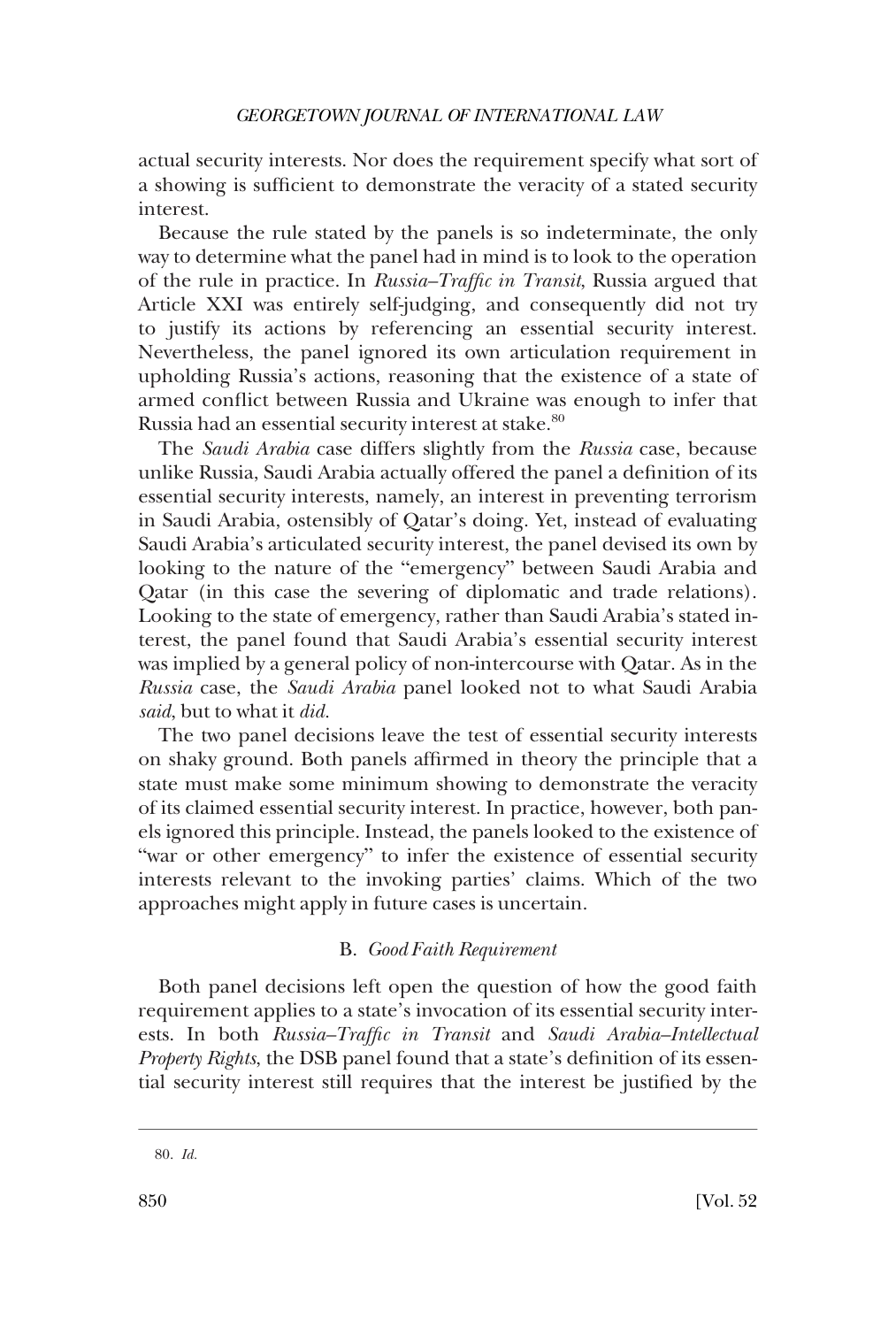actual security interests. Nor does the requirement specify what sort of a showing is sufficient to demonstrate the veracity of a stated security interest.

Because the rule stated by the panels is so indeterminate, the only way to determine what the panel had in mind is to look to the operation of the rule in practice. In *Russia–Traffic in Transit*, Russia argued that Article XXI was entirely self-judging, and consequently did not try to justify its actions by referencing an essential security interest. Nevertheless, the panel ignored its own articulation requirement in upholding Russia's actions, reasoning that the existence of a state of armed conflict between Russia and Ukraine was enough to infer that Russia had an essential security interest at stake.[80]

The *Saudi Arabia* case differs slightly from the *Russia* case, because unlike Russia, Saudi Arabia actually offered the panel a definition of its essential security interests, namely, an interest in preventing terrorism in Saudi Arabia, ostensibly of Qatar's doing. Yet, instead of evaluating Saudi Arabia's articulated security interest, the panel devised its own by looking to the nature of the "emergency" between Saudi Arabia and Qatar (in this case the severing of diplomatic and trade relations). Looking to the state of emergency, rather than Saudi Arabia's stated interest, the panel found that Saudi Arabia's essential security interest was implied by a general policy of non-intercourse with Qatar. As in the *Russia* case, the *Saudi Arabia* panel looked not to what Saudi Arabia *said*, but to what it *did*.

The two panel decisions leave the test of essential security interests on shaky ground. Both panels affirmed in theory the principle that a state must make some minimum showing to demonstrate the veracity of its claimed essential security interest. In practice, however, both panels ignored this principle. Instead, the panels looked to the existence of "war or other emergency" to infer the existence of essential security interests relevant to the invoking parties' claims. Which of the two approaches might apply in future cases is uncertain.

### B. *Good Faith Requirement*

Both panel decisions left open the question of how the good faith requirement applies to a state's invocation of its essential security interests. In both *Russia–Traffic in Transit* and *Saudi Arabia–Intellectual Property Rights*, the DSB panel found that a state's definition of its essential security interest still requires that the interest be justified by the

80. *Id.*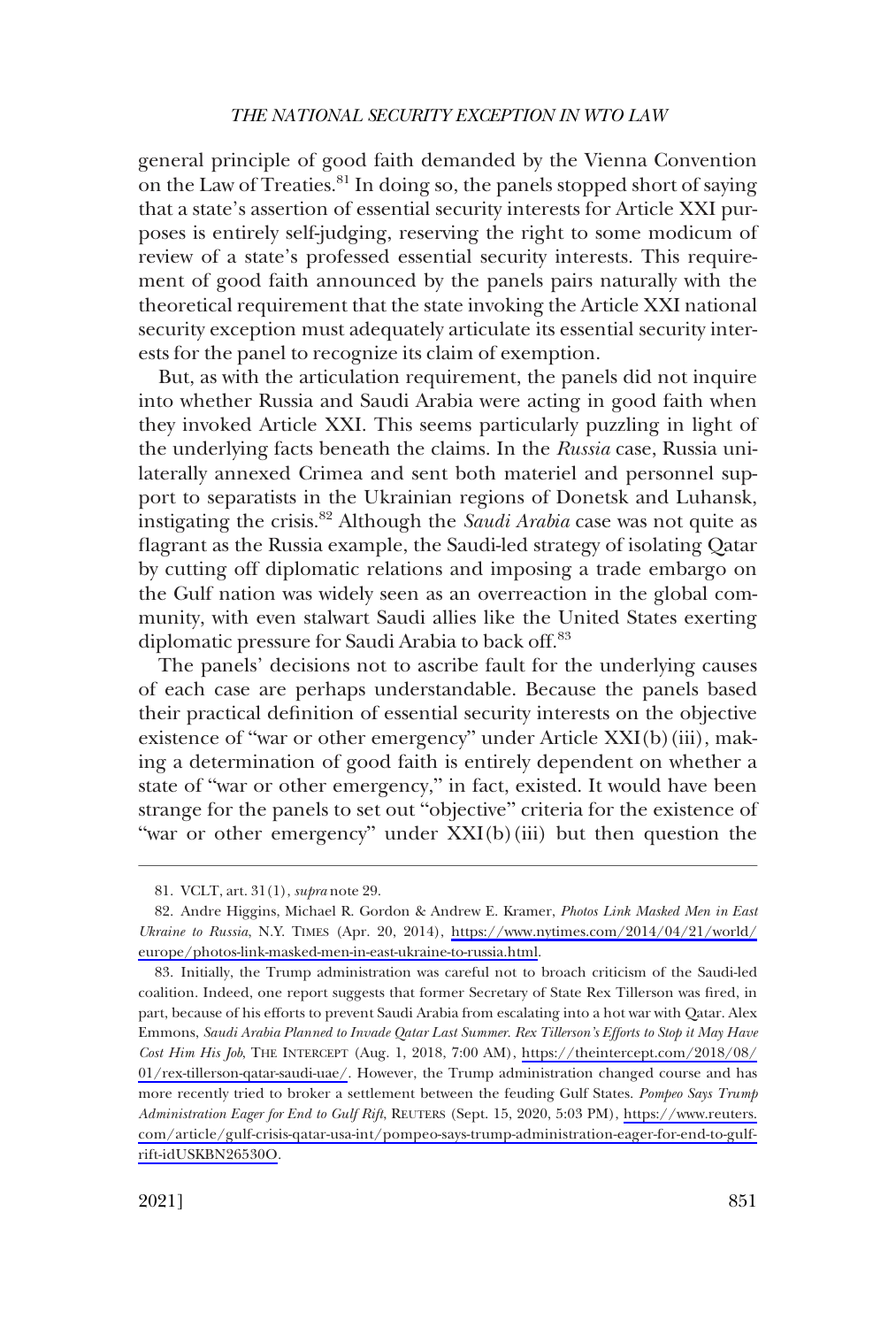general principle of good faith demanded by the Vienna Convention on the Law of Treaties.[81] In doing so, the panels stopped short of saying that a state's assertion of essential security interests for Article XXI purposes is entirely self-judging, reserving the right to some modicum of review of a state's professed essential security interests. This requirement of good faith announced by the panels pairs naturally with the theoretical requirement that the state invoking the Article XXI national security exception must adequately articulate its essential security interests for the panel to recognize its claim of exemption.

But, as with the articulation requirement, the panels did not inquire into whether Russia and Saudi Arabia were acting in good faith when they invoked Article XXI. This seems particularly puzzling in light of the underlying facts beneath the claims. In the *Russia* case, Russia unilaterally annexed Crimea and sent both materiel and personnel support to separatists in the Ukrainian regions of Donetsk and Luhansk, instigating the crisis.[82] Although the *Saudi Arabia* case was not quite as flagrant as the Russia example, the Saudi-led strategy of isolating Qatar by cutting off diplomatic relations and imposing a trade embargo on the Gulf nation was widely seen as an overreaction in the global community, with even stalwart Saudi allies like the United States exerting diplomatic pressure for Saudi Arabia to back off.[83]

The panels' decisions not to ascribe fault for the underlying causes of each case are perhaps understandable. Because the panels based their practical definition of essential security interests on the objective existence of "war or other emergency" under Article XXI(b)(iii), making a determination of good faith is entirely dependent on whether a state of "war or other emergency," in fact, existed. It would have been strange for the panels to set out "objective" criteria for the existence of "war or other emergency" under XXI(b)(iii) but then question the

---

81. VCLT, art. 31(1), *supra* note 29.

82. Andre Higgins, Michael R. Gordon & Andrew E. Kramer, *Photos Link Masked Men in East Ukraine to Russia*, N.Y. TIMES (Apr. 20, 2014), https://www.nytimes.com/2014/04/21/world/europe/photos-link-masked-men-in-east-ukraine-to-russia.html.

83. Initially, the Trump administration was careful not to broach criticism of the Saudi-led coalition. Indeed, one report suggests that former Secretary of State Rex Tillerson was fired, in part, because of his efforts to prevent Saudi Arabia from escalating into a hot war with Qatar. Alex Emmons, *Saudi Arabia Planned to Invade Qatar Last Summer. Rex Tillerson's Efforts to Stop it May Have Cost Him His Job*, THE INTERCEPT (Aug. 1, 2018, 7:00 AM), https://theintercept.com/2018/08/01/rex-tillerson-qatar-saudi-uae/. However, the Trump administration changed course and has more recently tried to broker a settlement between the feuding Gulf States. *Pompeo Says Trump Administration Eager for End to Gulf Rift*, REUTERS (Sept. 15, 2020, 5:03 PM), https://www.reuters.com/article/gulf-crisis-qatar-usa-int/pompeo-says-trump-administration-eager-for-end-to-gulf-rift-idUSKBN26530O.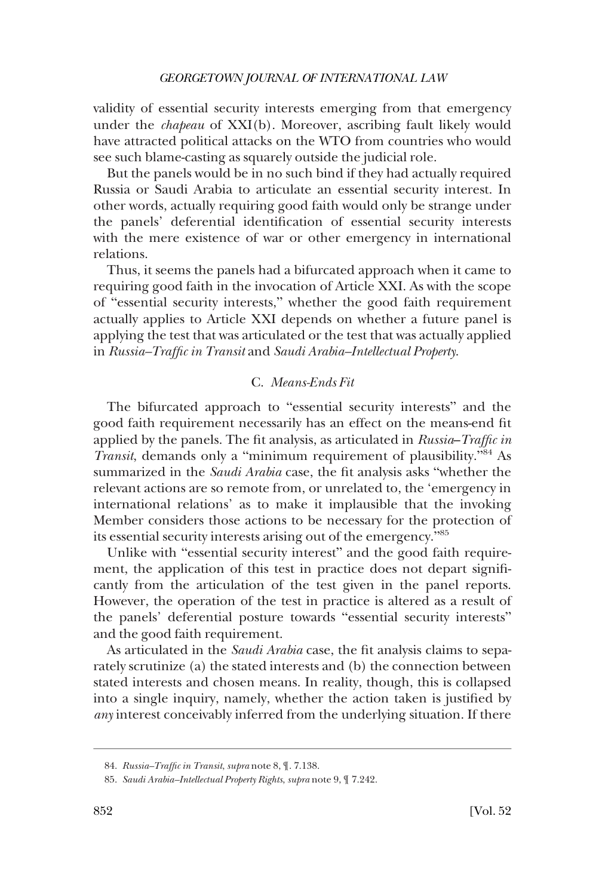validity of essential security interests emerging from that emergency under the *chapeau* of XXI(b). Moreover, ascribing fault likely would have attracted political attacks on the WTO from countries who would see such blame-casting as squarely outside the judicial role.

But the panels would be in no such bind if they had actually required Russia or Saudi Arabia to articulate an essential security interest. In other words, actually requiring good faith would only be strange under the panels' deferential identification of essential security interests with the mere existence of war or other emergency in international relations.

Thus, it seems the panels had a bifurcated approach when it came to requiring good faith in the invocation of Article XXI. As with the scope of "essential security interests," whether the good faith requirement actually applies to Article XXI depends on whether a future panel is applying the test that was articulated or the test that was actually applied in *Russia–Traffic in Transit* and *Saudi Arabia–Intellectual Property*.

### C. *Means-Ends Fit*

The bifurcated approach to "essential security interests" and the good faith requirement necessarily has an effect on the means-end fit applied by the panels. The fit analysis, as articulated in *Russia–Traffic in Transit*, demands only a "minimum requirement of plausibility."[84] As summarized in the *Saudi Arabia* case, the fit analysis asks "whether the relevant actions are so remote from, or unrelated to, the 'emergency in international relations' as to make it implausible that the invoking Member considers those actions to be necessary for the protection of its essential security interests arising out of the emergency."[85]

Unlike with "essential security interest" and the good faith requirement, the application of this test in practice does not depart significantly from the articulation of the test given in the panel reports. However, the operation of the test in practice is altered as a result of the panels' deferential posture towards "essential security interests" and the good faith requirement.

As articulated in the *Saudi Arabia* case, the fit analysis claims to separately scrutinize (a) the stated interests and (b) the connection between stated interests and chosen means. In reality, though, this is collapsed into a single inquiry, namely, whether the action taken is justified by *any* interest conceivably inferred from the underlying situation. If there

84. *Russia–Traffic in Transit*, *supra* note 8, ¶. 7.138.

85. *Saudi Arabia–Intellectual Property Rights*, *supra* note 9, ¶ 7.242.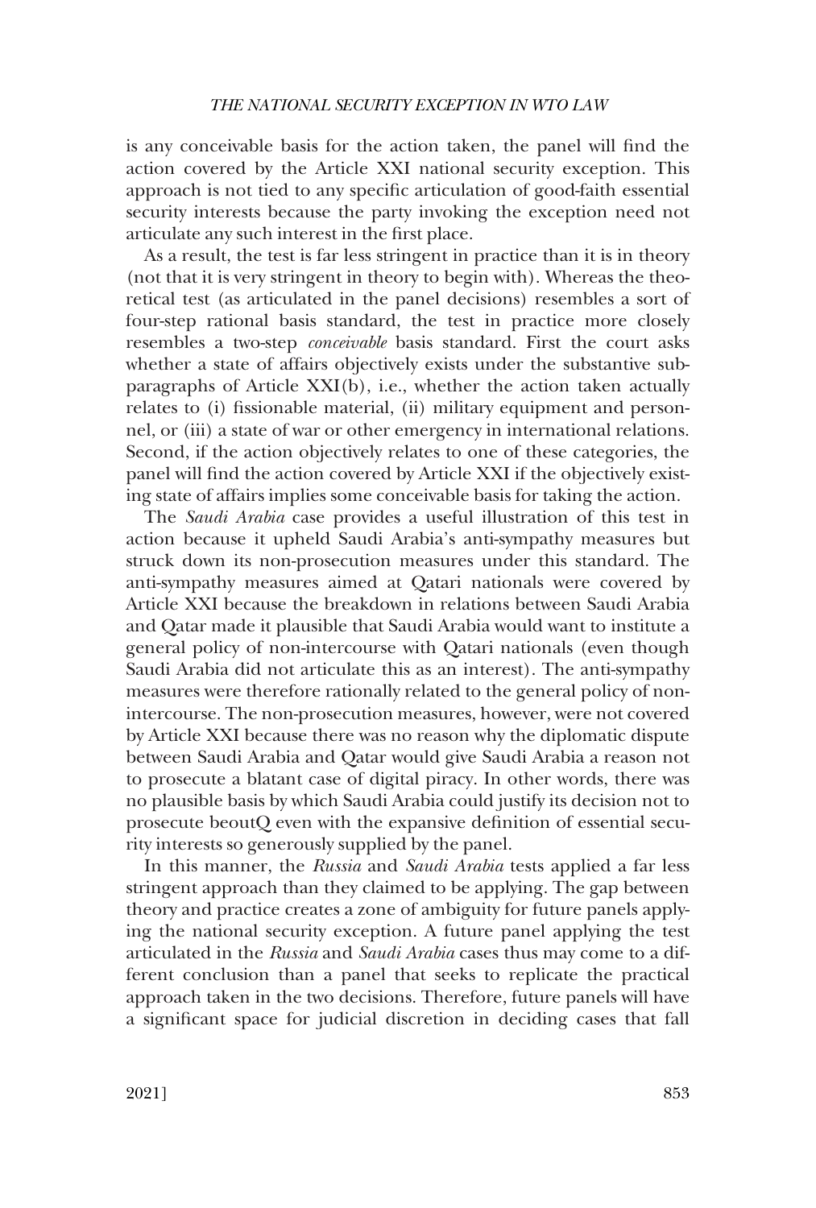is any conceivable basis for the action taken, the panel will find the action covered by the Article XXI national security exception. This approach is not tied to any specific articulation of good-faith essential security interests because the party invoking the exception need not articulate any such interest in the first place.

As a result, the test is far less stringent in practice than it is in theory (not that it is very stringent in theory to begin with). Whereas the theoretical test (as articulated in the panel decisions) resembles a sort of four-step rational basis standard, the test in practice more closely resembles a two-step *conceivable* basis standard. First the court asks whether a state of affairs objectively exists under the substantive subparagraphs of Article XXI(b), i.e., whether the action taken actually relates to (i) fissionable material, (ii) military equipment and personnel, or (iii) a state of war or other emergency in international relations. Second, if the action objectively relates to one of these categories, the panel will find the action covered by Article XXI if the objectively existing state of affairs implies some conceivable basis for taking the action.

The *Saudi Arabia* case provides a useful illustration of this test in action because it upheld Saudi Arabia's anti-sympathy measures but struck down its non-prosecution measures under this standard. The anti-sympathy measures aimed at Qatari nationals were covered by Article XXI because the breakdown in relations between Saudi Arabia and Qatar made it plausible that Saudi Arabia would want to institute a general policy of non-intercourse with Qatari nationals (even though Saudi Arabia did not articulate this as an interest). The anti-sympathy measures were therefore rationally related to the general policy of non-intercourse. The non-prosecution measures, however, were not covered by Article XXI because there was no reason why the diplomatic dispute between Saudi Arabia and Qatar would give Saudi Arabia a reason not to prosecute a blatant case of digital piracy. In other words, there was no plausible basis by which Saudi Arabia could justify its decision not to prosecute beoutQ even with the expansive definition of essential security interests so generously supplied by the panel.

In this manner, the *Russia* and *Saudi Arabia* tests applied a far less stringent approach than they claimed to be applying. The gap between theory and practice creates a zone of ambiguity for future panels applying the national security exception. A future panel applying the test articulated in the *Russia* and *Saudi Arabia* cases thus may come to a different conclusion than a panel that seeks to replicate the practical approach taken in the two decisions. Therefore, future panels will have a significant space for judicial discretion in deciding cases that fall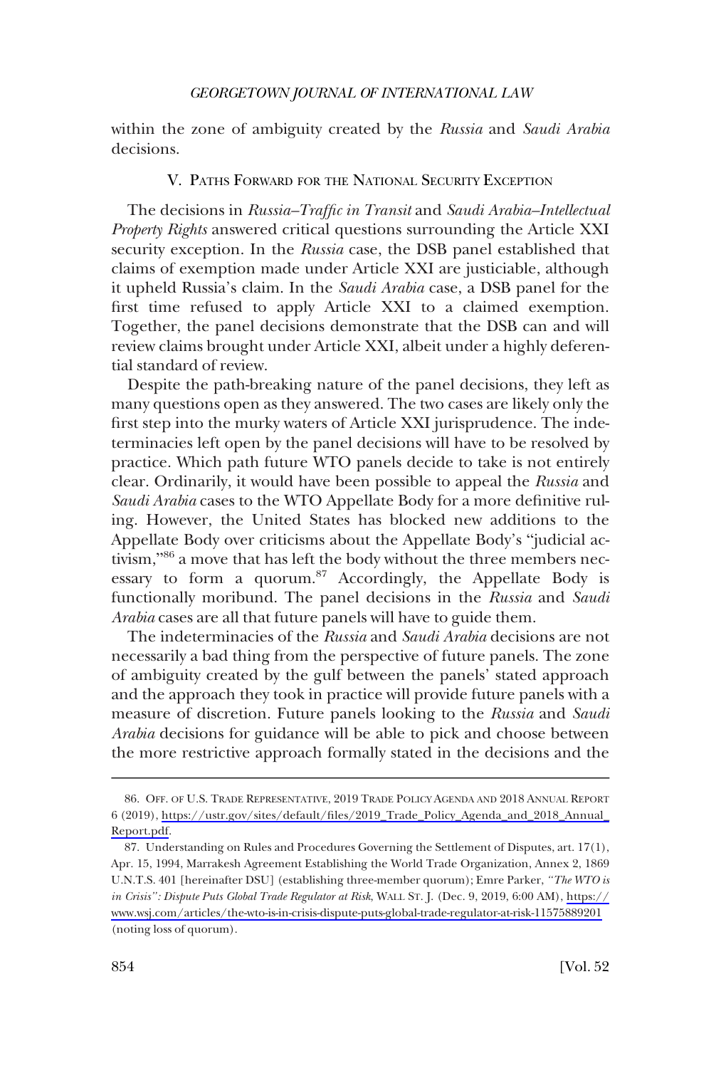within the zone of ambiguity created by the *Russia* and *Saudi Arabia* decisions.

## V. Paths Forward for the National Security Exception

The decisions in *Russia–Traffic in Transit* and *Saudi Arabia–Intellectual Property Rights* answered critical questions surrounding the Article XXI security exception. In the *Russia* case, the DSB panel established that claims of exemption made under Article XXI are justiciable, although it upheld Russia's claim. In the *Saudi Arabia* case, a DSB panel for the first time refused to apply Article XXI to a claimed exemption. Together, the panel decisions demonstrate that the DSB can and will review claims brought under Article XXI, albeit under a highly deferential standard of review.

Despite the path-breaking nature of the panel decisions, they left as many questions open as they answered. The two cases are likely only the first step into the murky waters of Article XXI jurisprudence. The indeterminacies left open by the panel decisions will have to be resolved by practice. Which path future WTO panels decide to take is not entirely clear. Ordinarily, it would have been possible to appeal the *Russia* and *Saudi Arabia* cases to the WTO Appellate Body for a more definitive ruling. However, the United States has blocked new additions to the Appellate Body over criticisms about the Appellate Body's "judicial activism,"[86] a move that has left the body without the three members necessary to form a quorum.[87] Accordingly, the Appellate Body is functionally moribund. The panel decisions in the *Russia* and *Saudi Arabia* cases are all that future panels will have to guide them.

The indeterminacies of the *Russia* and *Saudi Arabia* decisions are not necessarily a bad thing from the perspective of future panels. The zone of ambiguity created by the gulf between the panels' stated approach and the approach they took in practice will provide future panels with a measure of discretion. Future panels looking to the *Russia* and *Saudi Arabia* decisions for guidance will be able to pick and choose between the more restrictive approach formally stated in the decisions and the

---

86. Off. of U.S. Trade Representative, 2019 Trade Policy Agenda and 2018 Annual Report 6 (2019), https://ustr.gov/sites/default/files/2019_Trade_Policy_Agenda_and_2018_Annual_Report.pdf.

87. Understanding on Rules and Procedures Governing the Settlement of Disputes, art. 17(1), Apr. 15, 1994, Marrakesh Agreement Establishing the World Trade Organization, Annex 2, 1869 U.N.T.S. 401 [hereinafter DSU] (establishing three-member quorum); Emre Parker, *"The WTO is in Crisis": Dispute Puts Global Trade Regulator at Risk*, Wall St. J. (Dec. 9, 2019, 6:00 AM), https://www.wsj.com/articles/the-wto-is-in-crisis-dispute-puts-global-trade-regulator-at-risk-11575889201 (noting loss of quorum).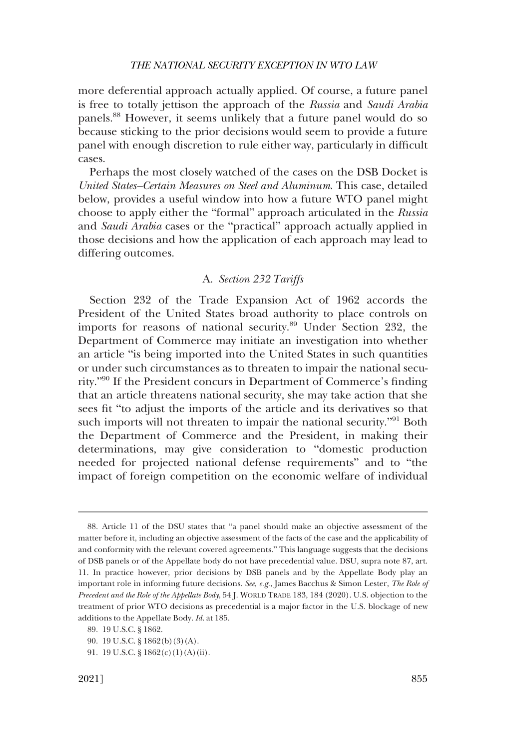more deferential approach actually applied. Of course, a future panel is free to totally jettison the approach of the *Russia* and *Saudi Arabia* panels.[88] However, it seems unlikely that a future panel would do so because sticking to the prior decisions would seem to provide a future panel with enough discretion to rule either way, particularly in difficult cases.

Perhaps the most closely watched of the cases on the DSB Docket is *United States–Certain Measures on Steel and Aluminum*. This case, detailed below, provides a useful window into how a future WTO panel might choose to apply either the "formal" approach articulated in the *Russia* and *Saudi Arabia* cases or the "practical" approach actually applied in those decisions and how the application of each approach may lead to differing outcomes.

### A. *Section 232 Tariffs*

Section 232 of the Trade Expansion Act of 1962 accords the President of the United States broad authority to place controls on imports for reasons of national security.[89] Under Section 232, the Department of Commerce may initiate an investigation into whether an article "is being imported into the United States in such quantities or under such circumstances as to threaten to impair the national security."[90] If the President concurs in Department of Commerce's finding that an article threatens national security, she may take action that she sees fit "to adjust the imports of the article and its derivatives so that such imports will not threaten to impair the national security."[91] Both the Department of Commerce and the President, in making their determinations, may give consideration to "domestic production needed for projected national defense requirements" and to "the impact of foreign competition on the economic welfare of individual

---

88. Article 11 of the DSU states that "a panel should make an objective assessment of the matter before it, including an objective assessment of the facts of the case and the applicability of and conformity with the relevant covered agreements." This language suggests that the decisions of DSB panels or of the Appellate body do not have precedential value. DSU, supra note 87, art. 11. In practice however, prior decisions by DSB panels and by the Appellate Body play an important role in informing future decisions. *See, e.g.*, James Bacchus & Simon Lester, *The Role of Precedent and the Role of the Appellate Body*, 54 J. WORLD TRADE 183, 184 (2020). U.S. objection to the treatment of prior WTO decisions as precedential is a major factor in the U.S. blockage of new additions to the Appellate Body. *Id.* at 185.

89. 19 U.S.C. § 1862.

90. 19 U.S.C. § 1862(b)(3)(A).

91. 19 U.S.C. § 1862(c)(1)(A)(ii).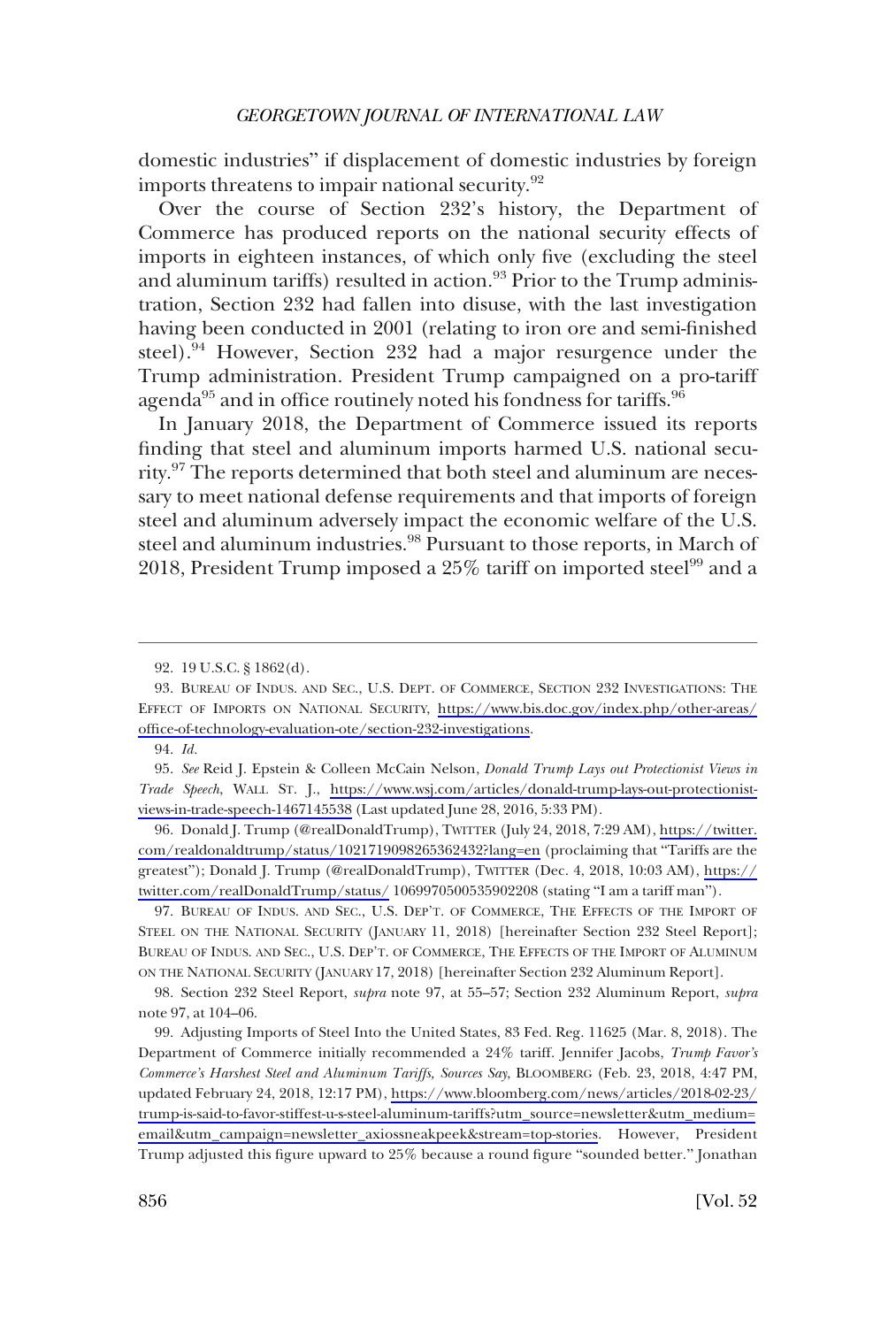domestic industries" if displacement of domestic industries by foreign imports threatens to impair national security.[92]

Over the course of Section 232's history, the Department of Commerce has produced reports on the national security effects of imports in eighteen instances, of which only five (excluding the steel and aluminum tariffs) resulted in action.[93] Prior to the Trump administration, Section 232 had fallen into disuse, with the last investigation having been conducted in 2001 (relating to iron ore and semi-finished steel).[94] However, Section 232 had a major resurgence under the Trump administration. President Trump campaigned on a pro-tariff agenda[95] and in office routinely noted his fondness for tariffs.[96]

In January 2018, the Department of Commerce issued its reports finding that steel and aluminum imports harmed U.S. national security.[97] The reports determined that both steel and aluminum are necessary to meet national defense requirements and that imports of foreign steel and aluminum adversely impact the economic welfare of the U.S. steel and aluminum industries.[98] Pursuant to those reports, in March of 2018, President Trump imposed a 25% tariff on imported steel[99] and a

---

92. 19 U.S.C. § 1862(d).

93. BUREAU OF INDUS. AND SEC., U.S. DEPT. OF COMMERCE, SECTION 232 INVESTIGATIONS: THE EFFECT OF IMPORTS ON NATIONAL SECURITY, https://www.bis.doc.gov/index.php/other-areas/office-of-technology-evaluation-ote/section-232-investigations.

94. *Id.*

95. *See* Reid J. Epstein & Colleen McCain Nelson, *Donald Trump Lays out Protectionist Views in Trade Speech*, WALL ST. J., https://www.wsj.com/articles/donald-trump-lays-out-protectionist-views-in-trade-speech-1467145538 (Last updated June 28, 2016, 5:33 PM).

96. Donald J. Trump (@realDonaldTrump), TWITTER (July 24, 2018, 7:29 AM), https://twitter.com/realdonaldtrump/status/1021719098265362432?lang=en (proclaiming that "Tariffs are the greatest"); Donald J. Trump (@realDonaldTrump), TWITTER (Dec. 4, 2018, 10:03 AM), https://twitter.com/realDonaldTrump/status/ 1069970500535902208 (stating "I am a tariff man").

97. BUREAU OF INDUS. AND SEC., U.S. DEP'T. OF COMMERCE, THE EFFECTS OF THE IMPORT OF STEEL ON THE NATIONAL SECURITY (JANUARY 11, 2018) [hereinafter Section 232 Steel Report]; BUREAU OF INDUS. AND SEC., U.S. DEP'T. OF COMMERCE, THE EFFECTS OF THE IMPORT OF ALUMINUM ON THE NATIONAL SECURITY (JANUARY 17, 2018) [hereinafter Section 232 Aluminum Report].

98. Section 232 Steel Report, *supra* note 97, at 55–57; Section 232 Aluminum Report, *supra* note 97, at 104–06.

99. Adjusting Imports of Steel Into the United States, 83 Fed. Reg. 11625 (Mar. 8, 2018). The Department of Commerce initially recommended a 24% tariff. Jennifer Jacobs, *Trump Favor's Commerce's Harshest Steel and Aluminum Tariffs, Sources Say*, BLOOMBERG (Feb. 23, 2018, 4:47 PM, updated February 24, 2018, 12:17 PM), https://www.bloomberg.com/news/articles/2018-02-23/trump-is-said-to-favor-stiffest-u-s-steel-aluminum-tariffs?utm_source=newsletter&utm_medium=email&utm_campaign=newsletter_axiossneakpeek&stream=top-stories. However, President Trump adjusted this figure upward to 25% because a round figure "sounded better." Jonathan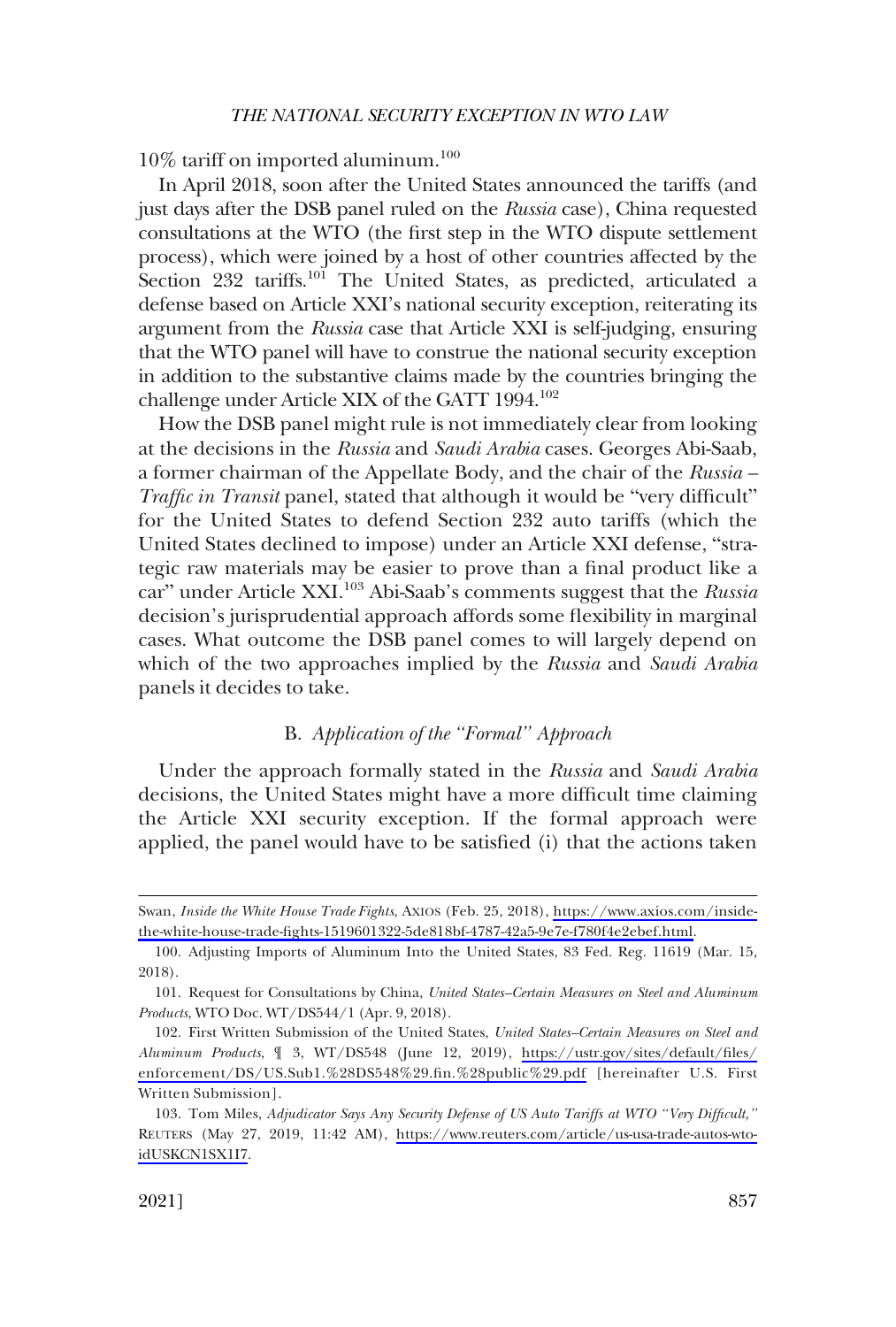10% tariff on imported aluminum.[100]

In April 2018, soon after the United States announced the tariffs (and just days after the DSB panel ruled on the *Russia* case), China requested consultations at the WTO (the first step in the WTO dispute settlement process), which were joined by a host of other countries affected by the Section 232 tariffs.[101] The United States, as predicted, articulated a defense based on Article XXI's national security exception, reiterating its argument from the *Russia* case that Article XXI is self-judging, ensuring that the WTO panel will have to construe the national security exception in addition to the substantive claims made by the countries bringing the challenge under Article XIX of the GATT 1994.[102]

How the DSB panel might rule is not immediately clear from looking at the decisions in the *Russia* and *Saudi Arabia* cases. Georges Abi-Saab, a former chairman of the Appellate Body, and the chair of the *Russia – Traffic in Transit* panel, stated that although it would be "very difficult" for the United States to defend Section 232 auto tariffs (which the United States declined to impose) under an Article XXI defense, "strategic raw materials may be easier to prove than a final product like a car" under Article XXI.[103] Abi-Saab's comments suggest that the *Russia* decision's jurisprudential approach affords some flexibility in marginal cases. What outcome the DSB panel comes to will largely depend on which of the two approaches implied by the *Russia* and *Saudi Arabia* panels it decides to take.

### B. *Application of the "Formal" Approach*

Under the approach formally stated in the *Russia* and *Saudi Arabia* decisions, the United States might have a more difficult time claiming the Article XXI security exception. If the formal approach were applied, the panel would have to be satisfied (i) that the actions taken

---

Swan, *Inside the White House Trade Fights*, AXIOS (Feb. 25, 2018), https://www.axios.com/inside-the-white-house-trade-fights-1519601322-5de818bf-4787-42a5-9e7e-f780f4e2ebef.html.

100. Adjusting Imports of Aluminum Into the United States, 83 Fed. Reg. 11619 (Mar. 15, 2018).

101. Request for Consultations by China, *United States–Certain Measures on Steel and Aluminum Products*, WTO Doc. WT/DS544/1 (Apr. 9, 2018).

102. First Written Submission of the United States, *United States–Certain Measures on Steel and Aluminum Products*, ¶ 3, WT/DS548 (June 12, 2019), https://ustr.gov/sites/default/files/enforcement/DS/US.Sub1.%28DS548%29.fin.%28public%29.pdf [hereinafter U.S. First Written Submission].

103. Tom Miles, *Adjudicator Says Any Security Defense of US Auto Tariffs at WTO "Very Difficult,"* REUTERS (May 27, 2019, 11:42 AM), https://www.reuters.com/article/us-usa-trade-autos-wto-idUSKCN1SX1I7.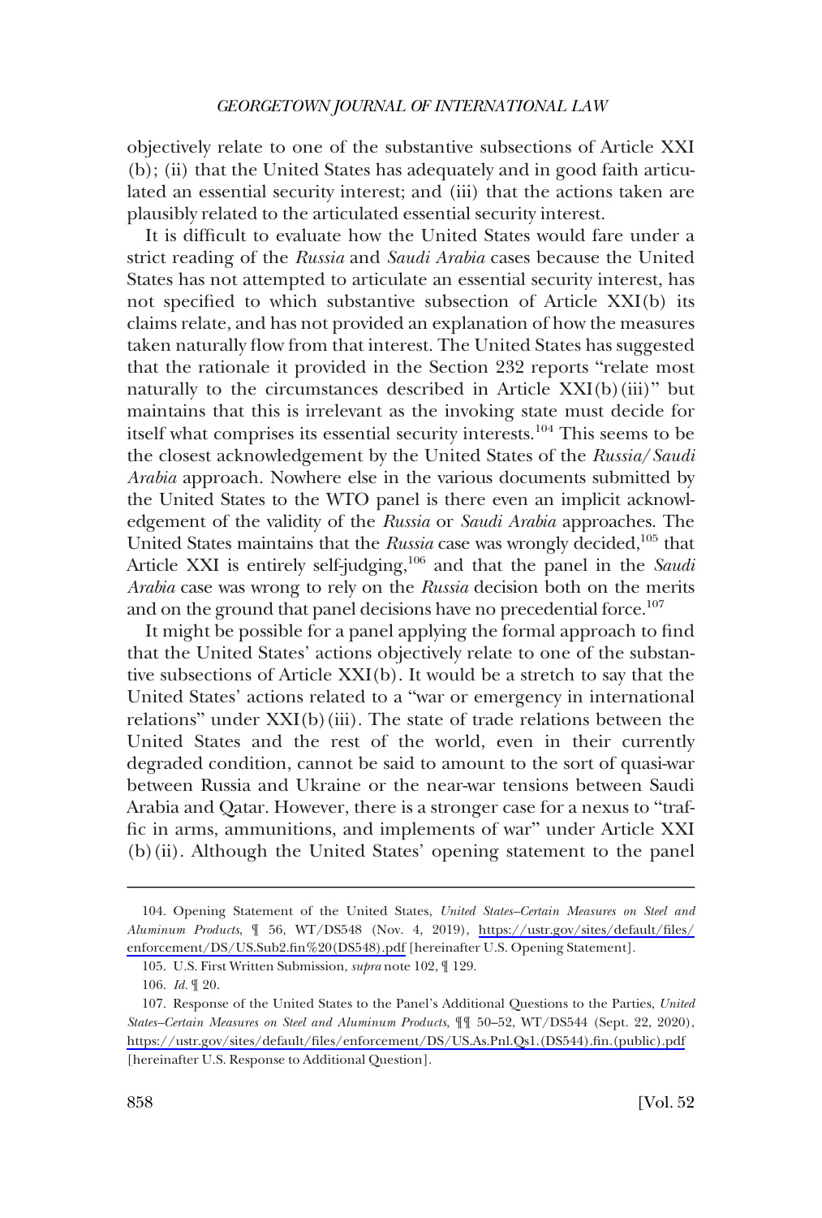objectively relate to one of the substantive subsections of Article XXI (b); (ii) that the United States has adequately and in good faith articulated an essential security interest; and (iii) that the actions taken are plausibly related to the articulated essential security interest.

It is difficult to evaluate how the United States would fare under a strict reading of the *Russia* and *Saudi Arabia* cases because the United States has not attempted to articulate an essential security interest, has not specified to which substantive subsection of Article XXI(b) its claims relate, and has not provided an explanation of how the measures taken naturally flow from that interest. The United States has suggested that the rationale it provided in the Section 232 reports "relate most naturally to the circumstances described in Article XXI(b)(iii)" but maintains that this is irrelevant as the invoking state must decide for itself what comprises its essential security interests.[104] This seems to be the closest acknowledgement by the United States of the *Russia/Saudi Arabia* approach. Nowhere else in the various documents submitted by the United States to the WTO panel is there even an implicit acknowledgement of the validity of the *Russia* or *Saudi Arabia* approaches. The United States maintains that the *Russia* case was wrongly decided,[105] that Article XXI is entirely self-judging,[106] and that the panel in the *Saudi Arabia* case was wrong to rely on the *Russia* decision both on the merits and on the ground that panel decisions have no precedential force.[107]

It might be possible for a panel applying the formal approach to find that the United States' actions objectively relate to one of the substantive subsections of Article XXI(b). It would be a stretch to say that the United States' actions related to a "war or emergency in international relations" under XXI(b)(iii). The state of trade relations between the United States and the rest of the world, even in their currently degraded condition, cannot be said to amount to the sort of quasi-war between Russia and Ukraine or the near-war tensions between Saudi Arabia and Qatar. However, there is a stronger case for a nexus to "traffic in arms, ammunitions, and implements of war" under Article XXI (b)(ii). Although the United States' opening statement to the panel

---

104. Opening Statement of the United States, *United States–Certain Measures on Steel and Aluminum Products*, ¶ 56, WT/DS548 (Nov. 4, 2019), https://ustr.gov/sites/default/files/enforcement/DS/US.Sub2.fin%20(DS548).pdf [hereinafter U.S. Opening Statement].

105. U.S. First Written Submission, *supra* note 102, ¶ 129.

106. *Id.* ¶ 20.

107. Response of the United States to the Panel's Additional Questions to the Parties, *United States–Certain Measures on Steel and Aluminum Products*, ¶¶ 50–52, WT/DS544 (Sept. 22, 2020), https://ustr.gov/sites/default/files/enforcement/DS/US.As.Pnl.Qs1.(DS544).fin.(public).pdf [hereinafter U.S. Response to Additional Question].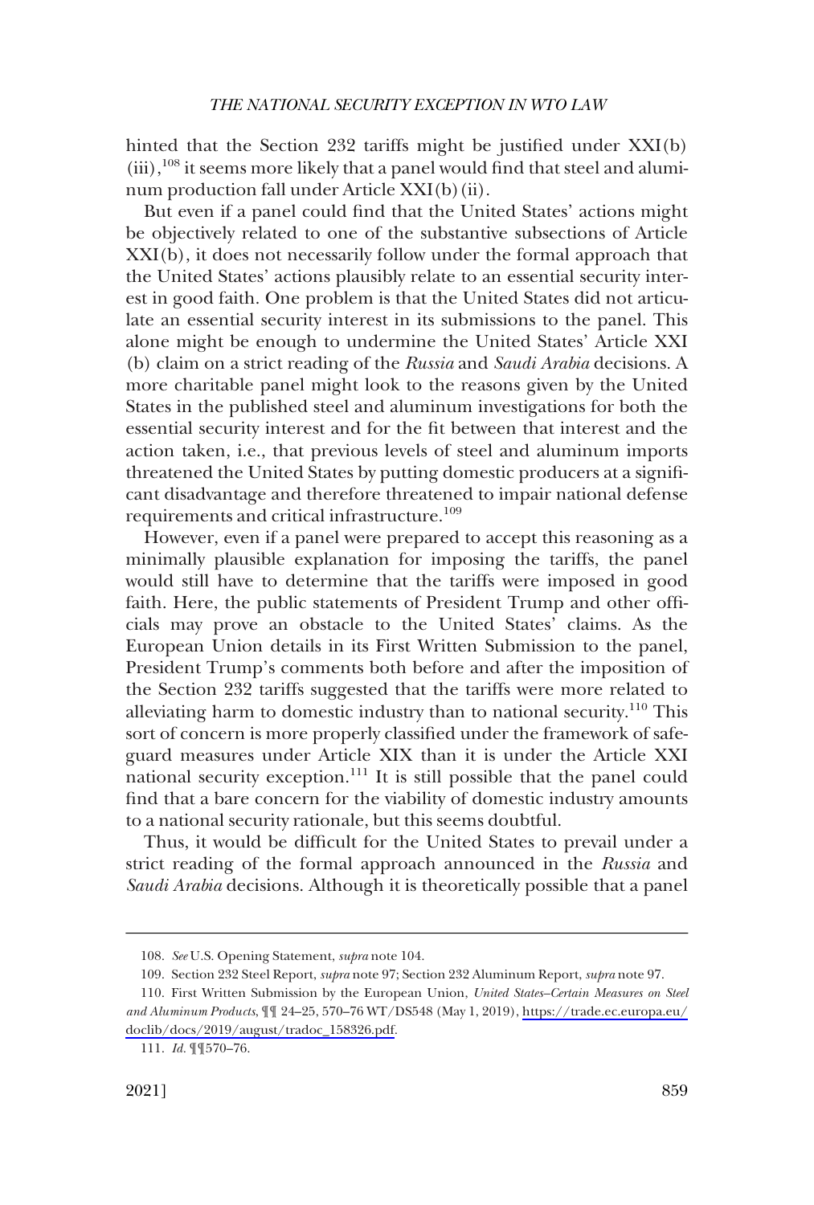hinted that the Section 232 tariffs might be justified under XXI(b)(iii),[108] it seems more likely that a panel would find that steel and aluminum production fall under Article XXI(b)(ii).

But even if a panel could find that the United States' actions might be objectively related to one of the substantive subsections of Article XXI(b), it does not necessarily follow under the formal approach that the United States' actions plausibly relate to an essential security interest in good faith. One problem is that the United States did not articulate an essential security interest in its submissions to the panel. This alone might be enough to undermine the United States' Article XXI (b) claim on a strict reading of the *Russia* and *Saudi Arabia* decisions. A more charitable panel might look to the reasons given by the United States in the published steel and aluminum investigations for both the essential security interest and for the fit between that interest and the action taken, i.e., that previous levels of steel and aluminum imports threatened the United States by putting domestic producers at a significant disadvantage and therefore threatened to impair national defense requirements and critical infrastructure.[109]

However, even if a panel were prepared to accept this reasoning as a minimally plausible explanation for imposing the tariffs, the panel would still have to determine that the tariffs were imposed in good faith. Here, the public statements of President Trump and other officials may prove an obstacle to the United States' claims. As the European Union details in its First Written Submission to the panel, President Trump's comments both before and after the imposition of the Section 232 tariffs suggested that the tariffs were more related to alleviating harm to domestic industry than to national security.[110] This sort of concern is more properly classified under the framework of safeguard measures under Article XIX than it is under the Article XXI national security exception.[111] It is still possible that the panel could find that a bare concern for the viability of domestic industry amounts to a national security rationale, but this seems doubtful.

Thus, it would be difficult for the United States to prevail under a strict reading of the formal approach announced in the *Russia* and *Saudi Arabia* decisions. Although it is theoretically possible that a panel

---

108. *See* U.S. Opening Statement, *supra* note 104.

109. Section 232 Steel Report, *supra* note 97; Section 232 Aluminum Report, *supra* note 97.

110. First Written Submission by the European Union, *United States–Certain Measures on Steel and Aluminum Products*, ¶¶ 24–25, 570–76 WT/DS548 (May 1, 2019), [https://trade.ec.europa.eu/doclib/docs/2019/august/tradoc_158326.pdf](https://trade.ec.europa.eu/doclib/docs/2019/august/tradoc_158326.pdf).

111. *Id.* ¶¶570–76.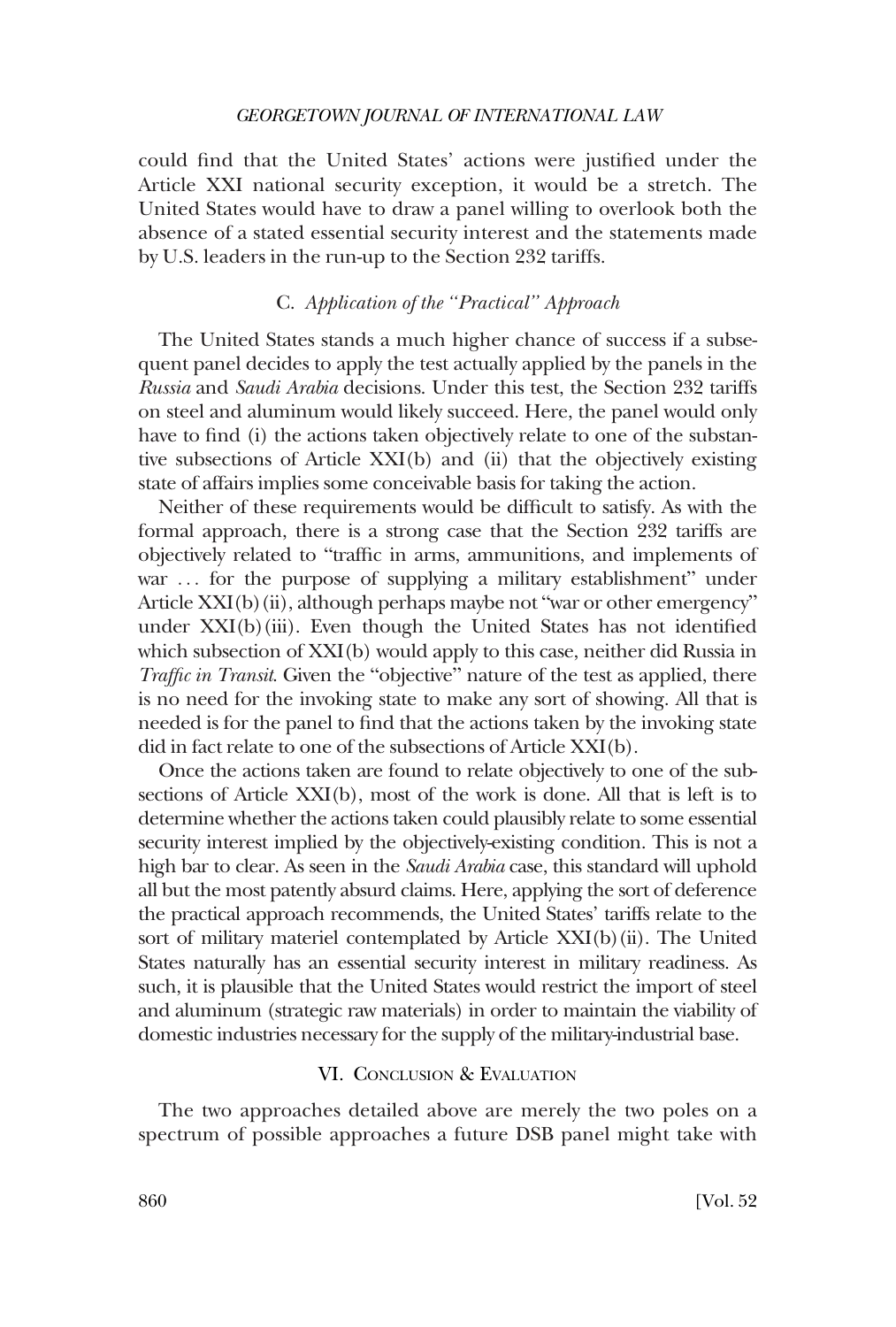could find that the United States' actions were justified under the Article XXI national security exception, it would be a stretch. The United States would have to draw a panel willing to overlook both the absence of a stated essential security interest and the statements made by U.S. leaders in the run-up to the Section 232 tariffs.

### C. *Application of the "Practical" Approach*

The United States stands a much higher chance of success if a subsequent panel decides to apply the test actually applied by the panels in the *Russia* and *Saudi Arabia* decisions. Under this test, the Section 232 tariffs on steel and aluminum would likely succeed. Here, the panel would only have to find (i) the actions taken objectively relate to one of the substantive subsections of Article XXI(b) and (ii) that the objectively existing state of affairs implies some conceivable basis for taking the action.

Neither of these requirements would be difficult to satisfy. As with the formal approach, there is a strong case that the Section 232 tariffs are objectively related to "traffic in arms, ammunitions, and implements of war . . . for the purpose of supplying a military establishment" under Article XXI(b)(ii), although perhaps maybe not "war or other emergency" under XXI(b)(iii). Even though the United States has not identified which subsection of XXI(b) would apply to this case, neither did Russia in *Traffic in Transit*. Given the "objective" nature of the test as applied, there is no need for the invoking state to make any sort of showing. All that is needed is for the panel to find that the actions taken by the invoking state did in fact relate to one of the subsections of Article XXI(b).

Once the actions taken are found to relate objectively to one of the subsections of Article XXI(b), most of the work is done. All that is left is to determine whether the actions taken could plausibly relate to some essential security interest implied by the objectively-existing condition. This is not a high bar to clear. As seen in the *Saudi Arabia* case, this standard will uphold all but the most patently absurd claims. Here, applying the sort of deference the practical approach recommends, the United States' tariffs relate to the sort of military materiel contemplated by Article XXI(b)(ii). The United States naturally has an essential security interest in military readiness. As such, it is plausible that the United States would restrict the import of steel and aluminum (strategic raw materials) in order to maintain the viability of domestic industries necessary for the supply of the military-industrial base.

## VI. Conclusion & Evaluation

The two approaches detailed above are merely the two poles on a spectrum of possible approaches a future DSB panel might take with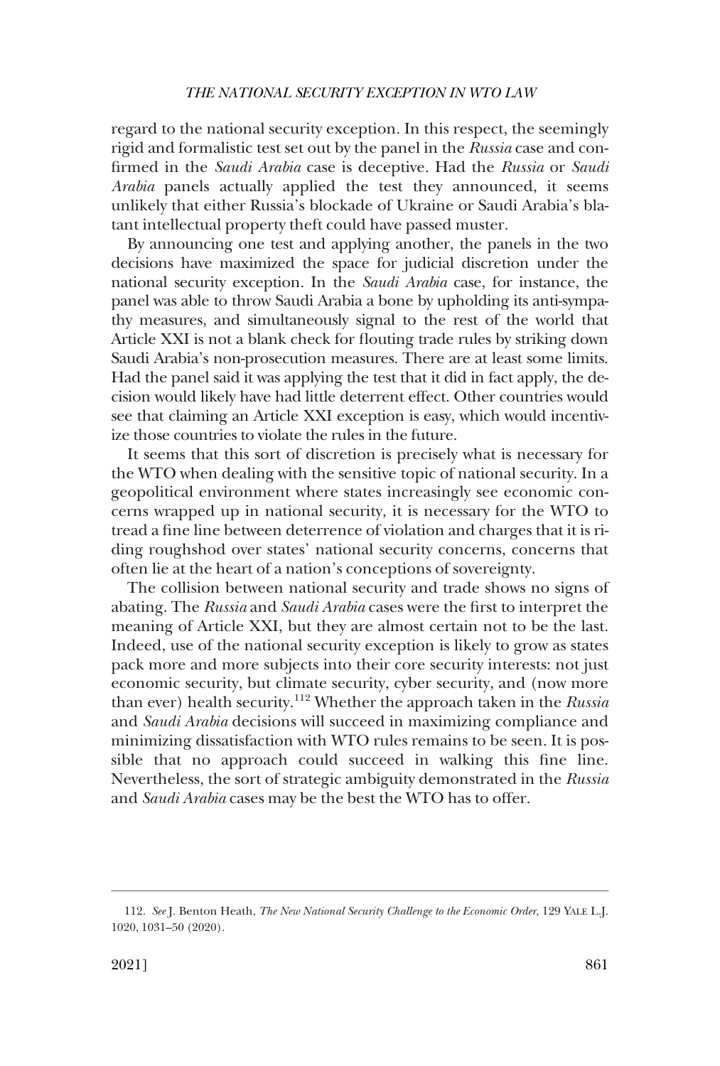regard to the national security exception. In this respect, the seemingly rigid and formalistic test set out by the panel in the *Russia* case and confirmed in the *Saudi Arabia* case is deceptive. Had the *Russia* or *Saudi Arabia* panels actually applied the test they announced, it seems unlikely that either Russia's blockade of Ukraine or Saudi Arabia's blatant intellectual property theft could have passed muster.

By announcing one test and applying another, the panels in the two decisions have maximized the space for judicial discretion under the national security exception. In the *Saudi Arabia* case, for instance, the panel was able to throw Saudi Arabia a bone by upholding its anti-sympathy measures, and simultaneously signal to the rest of the world that Article XXI is not a blank check for flouting trade rules by striking down Saudi Arabia's non-prosecution measures. There are at least some limits. Had the panel said it was applying the test that it did in fact apply, the decision would likely have had little deterrent effect. Other countries would see that claiming an Article XXI exception is easy, which would incentivize those countries to violate the rules in the future.

It seems that this sort of discretion is precisely what is necessary for the WTO when dealing with the sensitive topic of national security. In a geopolitical environment where states increasingly see economic concerns wrapped up in national security, it is necessary for the WTO to tread a fine line between deterrence of violation and charges that it is riding roughshod over states' national security concerns, concerns that often lie at the heart of a nation's conceptions of sovereignty.

The collision between national security and trade shows no signs of abating. The *Russia* and *Saudi Arabia* cases were the first to interpret the meaning of Article XXI, but they are almost certain not to be the last. Indeed, use of the national security exception is likely to grow as states pack more and more subjects into their core security interests: not just economic security, but climate security, cyber security, and (now more than ever) health security.[112] Whether the approach taken in the *Russia* and *Saudi Arabia* decisions will succeed in maximizing compliance and minimizing dissatisfaction with WTO rules remains to be seen. It is possible that no approach could succeed in walking this fine line. Nevertheless, the sort of strategic ambiguity demonstrated in the *Russia* and *Saudi Arabia* cases may be the best the WTO has to offer.

---

112. *See* J. Benton Heath, *The New National Security Challenge to the Economic Order*, 129 YALE L.J. 1020, 1031–50 (2020).